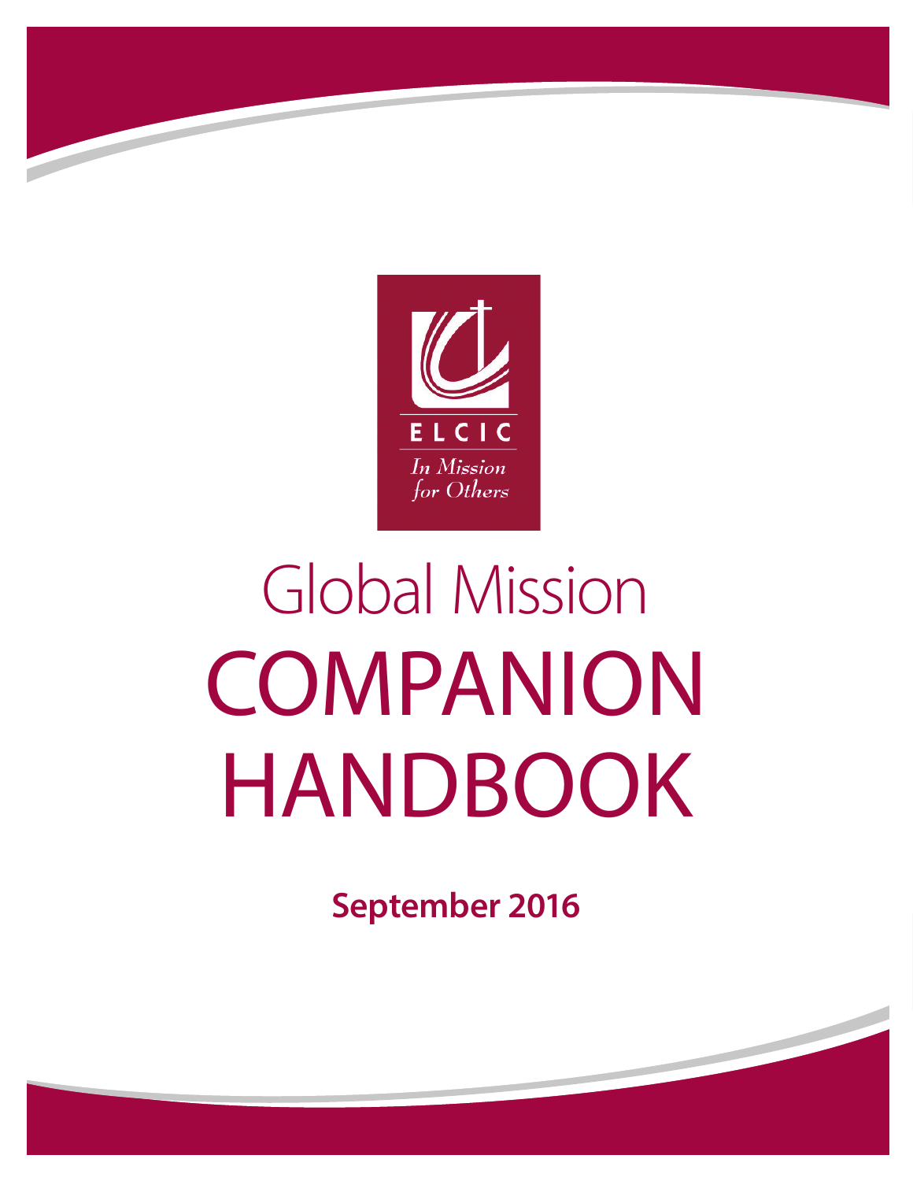ELCIC

*In Mission for Others*

# Global Mission COMPANION HANDBOOK

**September 2016**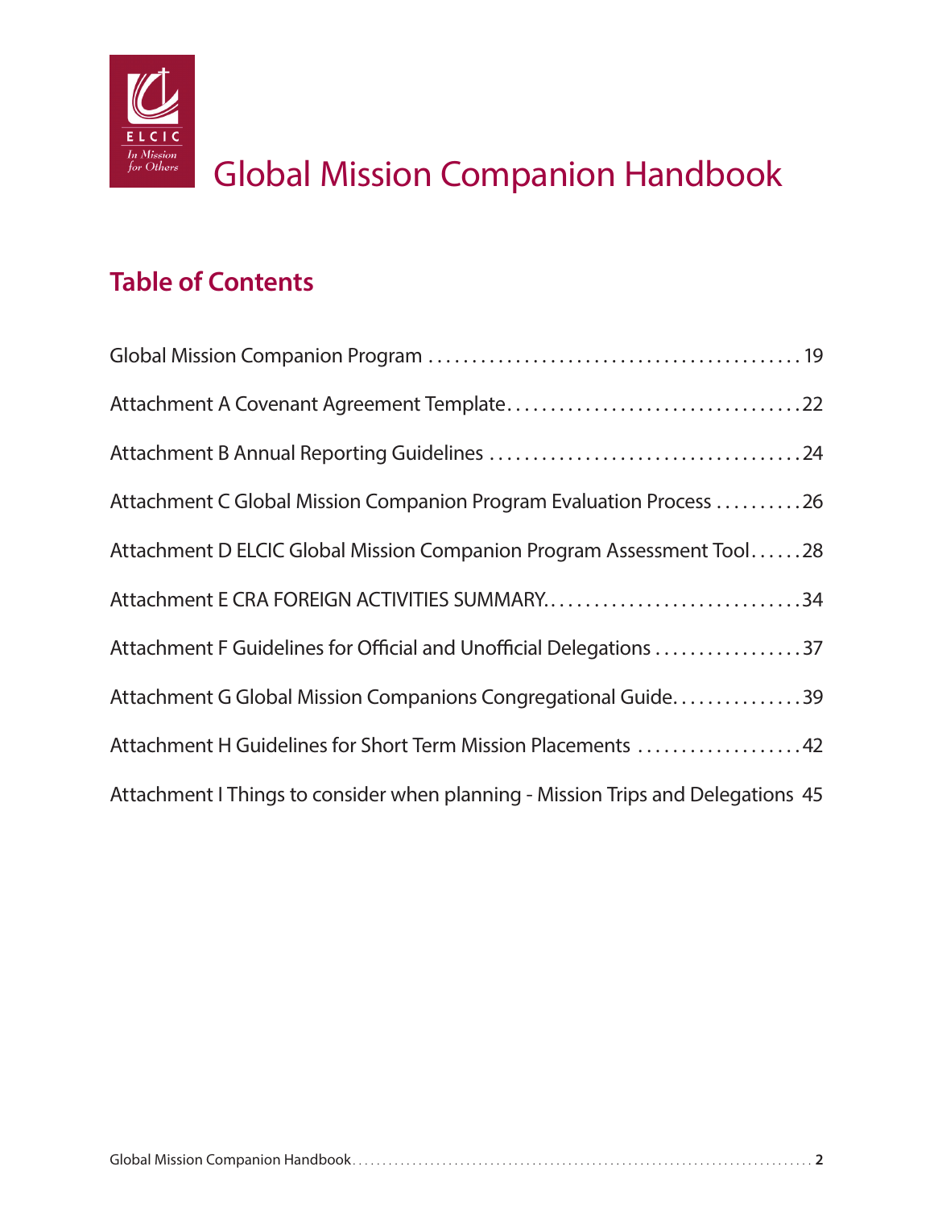# Global Mission Companion Handbook

## Table of Contents

Global Mission Companion Program . . . . . . . . . . . . . . . . . . . . . . . . . . . . . . . . . . . . . . . . . 19

Attachment A Covenant Agreement Template . . . . . . . . . . . . . . . . . . . . . . . . . . . . . . . . . 22

Attachment B Annual Reporting Guidelines . . . . . . . . . . . . . . . . . . . . . . . . . . . . . . . . . . . 24

Attachment C Global Mission Companion Program Evaluation Process . . . . . . . . . . 26

Attachment D ELCIC Global Mission Companion Program Assessment Tool . . . . . . 28

Attachment E CRA FOREIGN ACTIVITIES SUMMARY . . . . . . . . . . . . . . . . . . . . . . . . . . . . . 34

Attachment F Guidelines for Official and Unofficial Delegations . . . . . . . . . . . . . . . . . 37

Attachment G Global Mission Companions Congregational Guide . . . . . . . . . . . . . . . 39

Attachment H Guidelines for Short Term Mission Placements . . . . . . . . . . . . . . . . . . . 42

Attachment I Things to consider when planning - Mission Trips and Delegations 45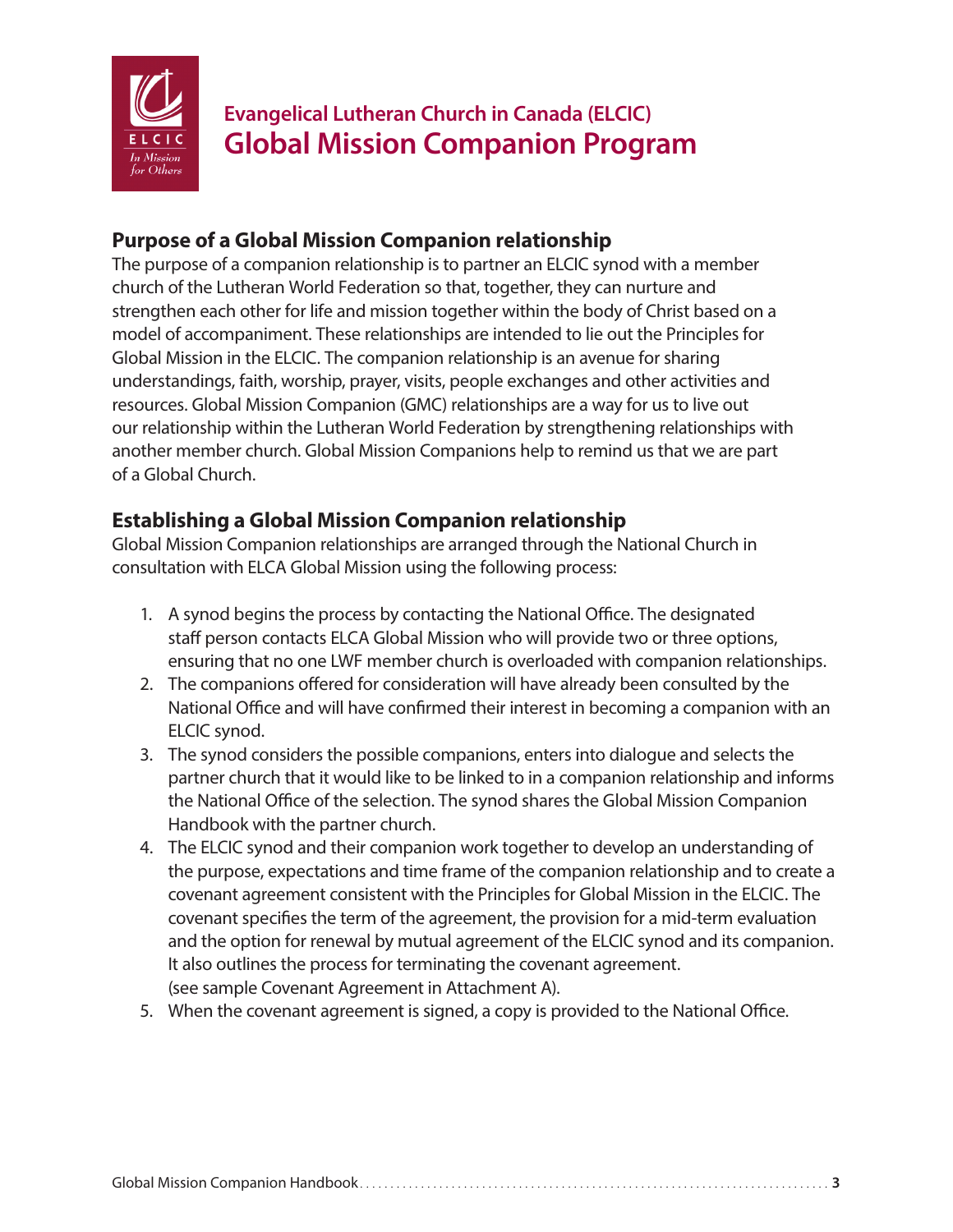# Evangelical Lutheran Church in Canada (ELCIC)
# Global Mission Companion Program

## Purpose of a Global Mission Companion relationship

The purpose of a companion relationship is to partner an ELCIC synod with a member church of the Lutheran World Federation so that, together, they can nurture and strengthen each other for life and mission together within the body of Christ based on a model of accompaniment. These relationships are intended to lie out the Principles for Global Mission in the ELCIC. The companion relationship is an avenue for sharing understandings, faith, worship, prayer, visits, people exchanges and other activities and resources. Global Mission Companion (GMC) relationships are a way for us to live out our relationship within the Lutheran World Federation by strengthening relationships with another member church. Global Mission Companions help to remind us that we are part of a Global Church.

## Establishing a Global Mission Companion relationship

Global Mission Companion relationships are arranged through the National Church in consultation with ELCA Global Mission using the following process:

1. A synod begins the process by contacting the National Office. The designated staff person contacts ELCA Global Mission who will provide two or three options, ensuring that no one LWF member church is overloaded with companion relationships.
2. The companions offered for consideration will have already been consulted by the National Office and will have confirmed their interest in becoming a companion with an ELCIC synod.
3. The synod considers the possible companions, enters into dialogue and selects the partner church that it would like to be linked to in a companion relationship and informs the National Office of the selection. The synod shares the Global Mission Companion Handbook with the partner church.
4. The ELCIC synod and their companion work together to develop an understanding of the purpose, expectations and time frame of the companion relationship and to create a covenant agreement consistent with the Principles for Global Mission in the ELCIC. The covenant specifies the term of the agreement, the provision for a mid-term evaluation and the option for renewal by mutual agreement of the ELCIC synod and its companion. It also outlines the process for terminating the covenant agreement. (see sample Covenant Agreement in Attachment A).
5. When the covenant agreement is signed, a copy is provided to the National Office.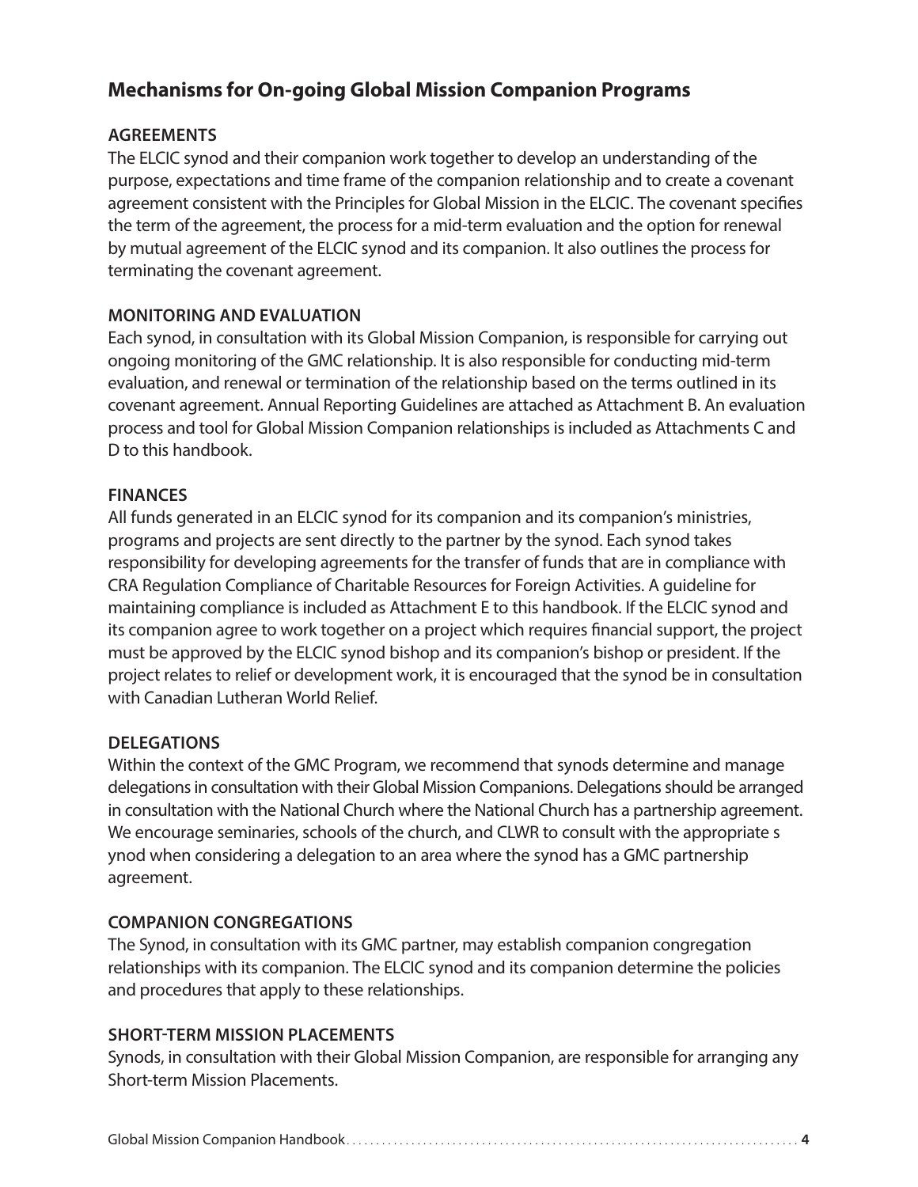## Mechanisms for On-going Global Mission Companion Programs

### AGREEMENTS

The ELCIC synod and their companion work together to develop an understanding of the purpose, expectations and time frame of the companion relationship and to create a covenant agreement consistent with the Principles for Global Mission in the ELCIC. The covenant specifies the term of the agreement, the process for a mid-term evaluation and the option for renewal by mutual agreement of the ELCIC synod and its companion. It also outlines the process for terminating the covenant agreement.

### MONITORING AND EVALUATION

Each synod, in consultation with its Global Mission Companion, is responsible for carrying out ongoing monitoring of the GMC relationship. It is also responsible for conducting mid-term evaluation, and renewal or termination of the relationship based on the terms outlined in its covenant agreement. Annual Reporting Guidelines are attached as Attachment B. An evaluation process and tool for Global Mission Companion relationships is included as Attachments C and D to this handbook.

### FINANCES

All funds generated in an ELCIC synod for its companion and its companion's ministries, programs and projects are sent directly to the partner by the synod. Each synod takes responsibility for developing agreements for the transfer of funds that are in compliance with CRA Regulation Compliance of Charitable Resources for Foreign Activities. A guideline for maintaining compliance is included as Attachment E to this handbook. If the ELCIC synod and its companion agree to work together on a project which requires financial support, the project must be approved by the ELCIC synod bishop and its companion's bishop or president. If the project relates to relief or development work, it is encouraged that the synod be in consultation with Canadian Lutheran World Relief.

### DELEGATIONS

Within the context of the GMC Program, we recommend that synods determine and manage delegations in consultation with their Global Mission Companions. Delegations should be arranged in consultation with the National Church where the National Church has a partnership agreement. We encourage seminaries, schools of the church, and CLWR to consult with the appropriate s ynod when considering a delegation to an area where the synod has a GMC partnership agreement.

### COMPANION CONGREGATIONS

The Synod, in consultation with its GMC partner, may establish companion congregation relationships with its companion. The ELCIC synod and its companion determine the policies and procedures that apply to these relationships.

### SHORT-TERM MISSION PLACEMENTS

Synods, in consultation with their Global Mission Companion, are responsible for arranging any Short-term Mission Placements.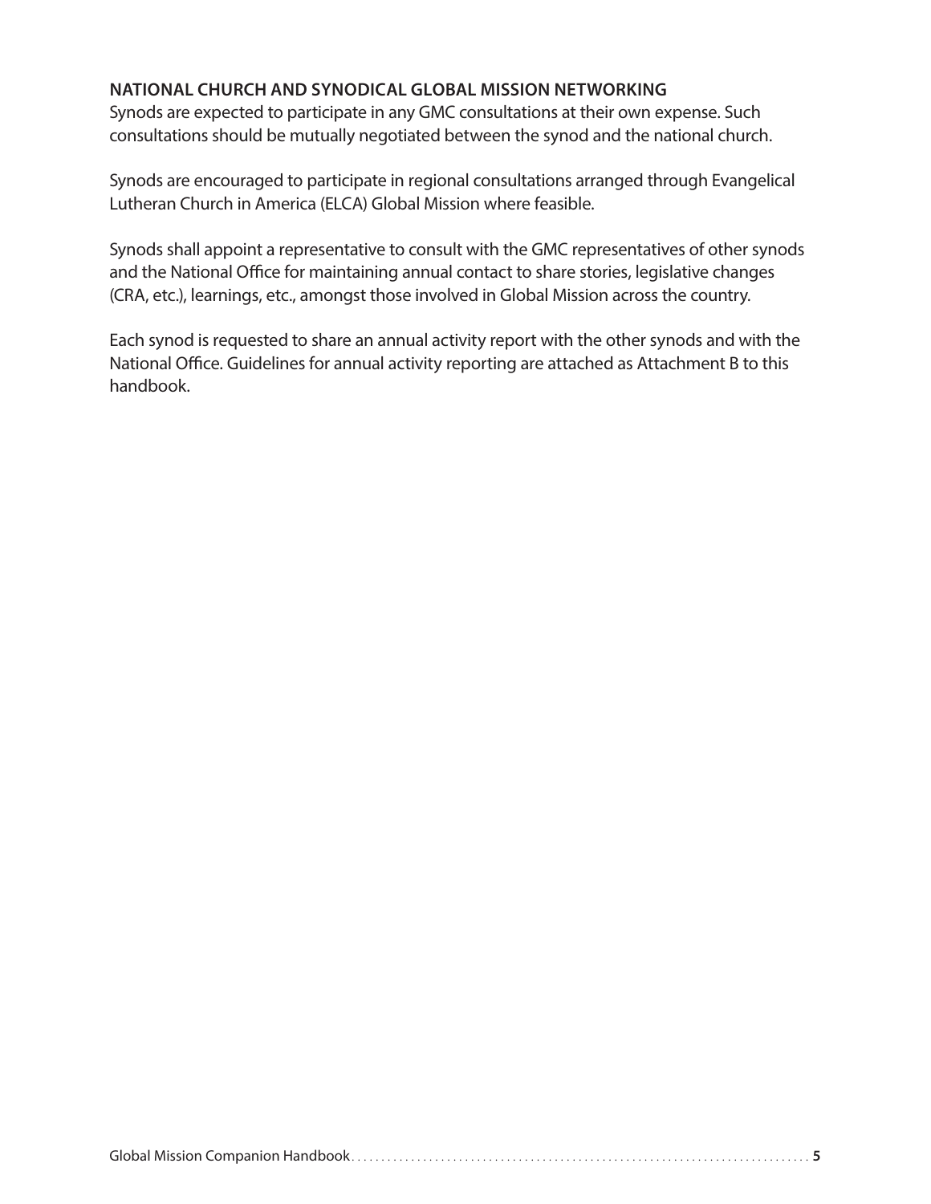## NATIONAL CHURCH AND SYNODICAL GLOBAL MISSION NETWORKING

Synods are expected to participate in any GMC consultations at their own expense. Such consultations should be mutually negotiated between the synod and the national church.

Synods are encouraged to participate in regional consultations arranged through Evangelical Lutheran Church in America (ELCA) Global Mission where feasible.

Synods shall appoint a representative to consult with the GMC representatives of other synods and the National Office for maintaining annual contact to share stories, legislative changes (CRA, etc.), learnings, etc., amongst those involved in Global Mission across the country.

Each synod is requested to share an annual activity report with the other synods and with the National Office. Guidelines for annual activity reporting are attached as Attachment B to this handbook.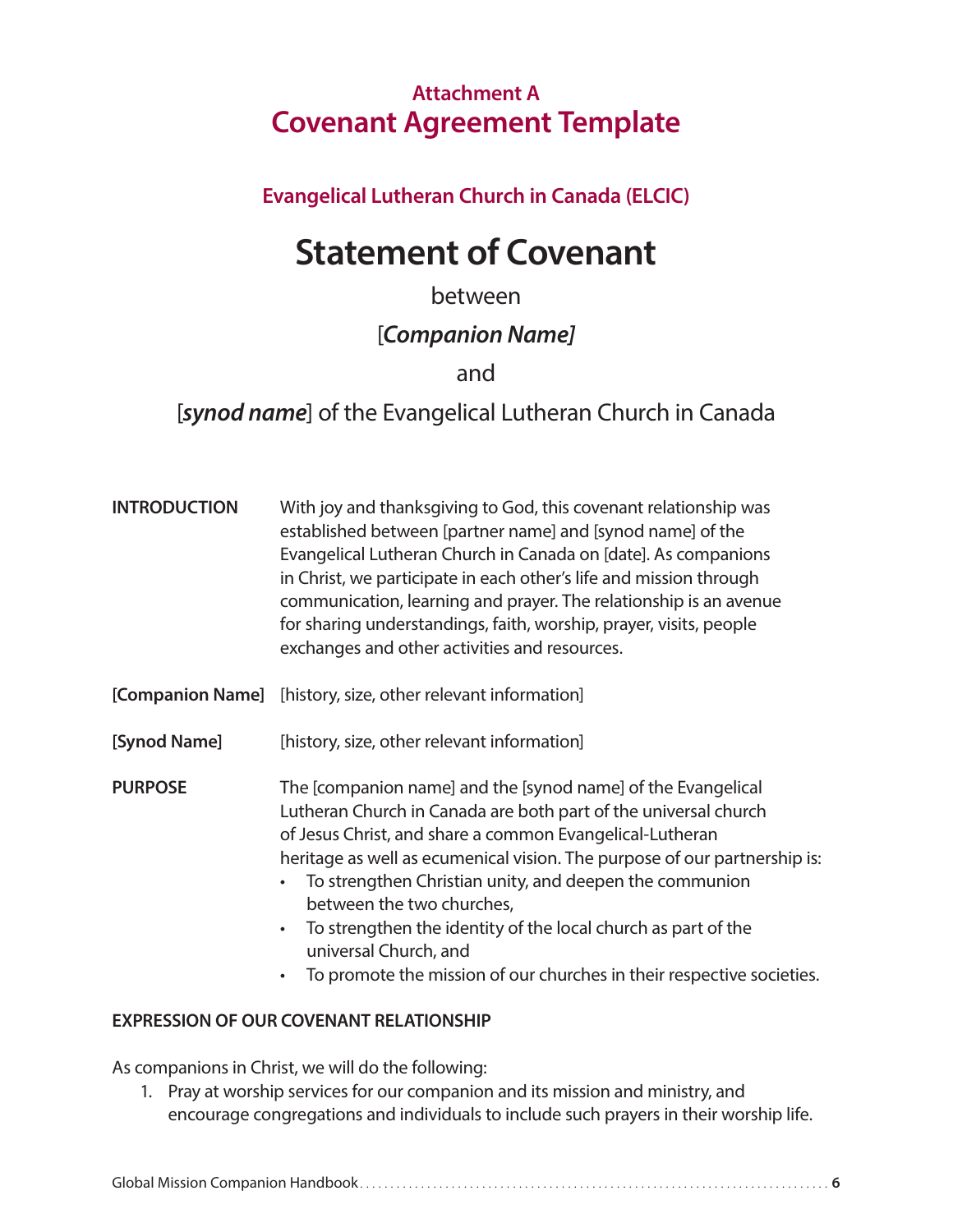## Attachment A
# Covenant Agreement Template

### Evangelical Lutheran Church in Canada (ELCIC)

# Statement of Covenant

between

[***Companion Name]***

and

[***synod name***] of the Evangelical Lutheran Church in Canada

**INTRODUCTION** With joy and thanksgiving to God, this covenant relationship was established between [partner name] and [synod name] of the Evangelical Lutheran Church in Canada on [date]. As companions in Christ, we participate in each other's life and mission through communication, learning and prayer. The relationship is an avenue for sharing understandings, faith, worship, prayer, visits, people exchanges and other activities and resources.

**[Companion Name]** [history, size, other relevant information]

**[Synod Name]** [history, size, other relevant information]

**PURPOSE** The [companion name] and the [synod name] of the Evangelical Lutheran Church in Canada are both part of the universal church of Jesus Christ, and share a common Evangelical-Lutheran heritage as well as ecumenical vision. The purpose of our partnership is:

- To strengthen Christian unity, and deepen the communion between the two churches,
- To strengthen the identity of the local church as part of the universal Church, and
- To promote the mission of our churches in their respective societies.

**EXPRESSION OF OUR COVENANT RELATIONSHIP**

As companions in Christ, we will do the following:

1. Pray at worship services for our companion and its mission and ministry, and encourage congregations and individuals to include such prayers in their worship life.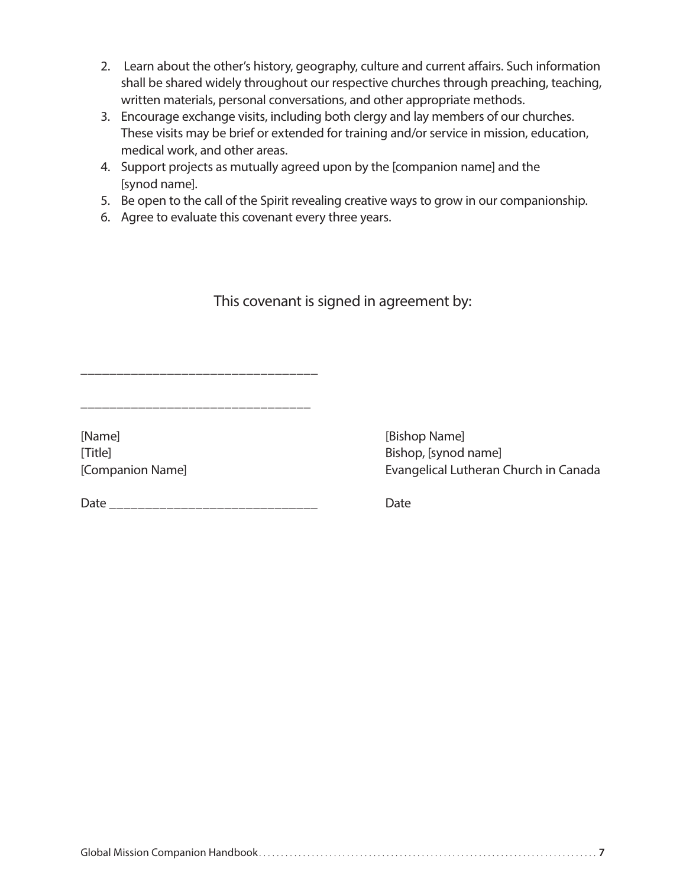2. Learn about the other's history, geography, culture and current affairs. Such information shall be shared widely throughout our respective churches through preaching, teaching, written materials, personal conversations, and other appropriate methods.
3. Encourage exchange visits, including both clergy and lay members of our churches. These visits may be brief or extended for training and/or service in mission, education, medical work, and other areas.
4. Support projects as mutually agreed upon by the [companion name] and the [synod name].
5. Be open to the call of the Spirit revealing creative ways to grow in our companionship.
6. Agree to evaluate this covenant every three years.

This covenant is signed in agreement by:

_________________________________

_________________________________

[Name]
[Title]
[Companion Name]

Date ______________________________

[Bishop Name]
Bishop, [synod name]
Evangelical Lutheran Church in Canada

Date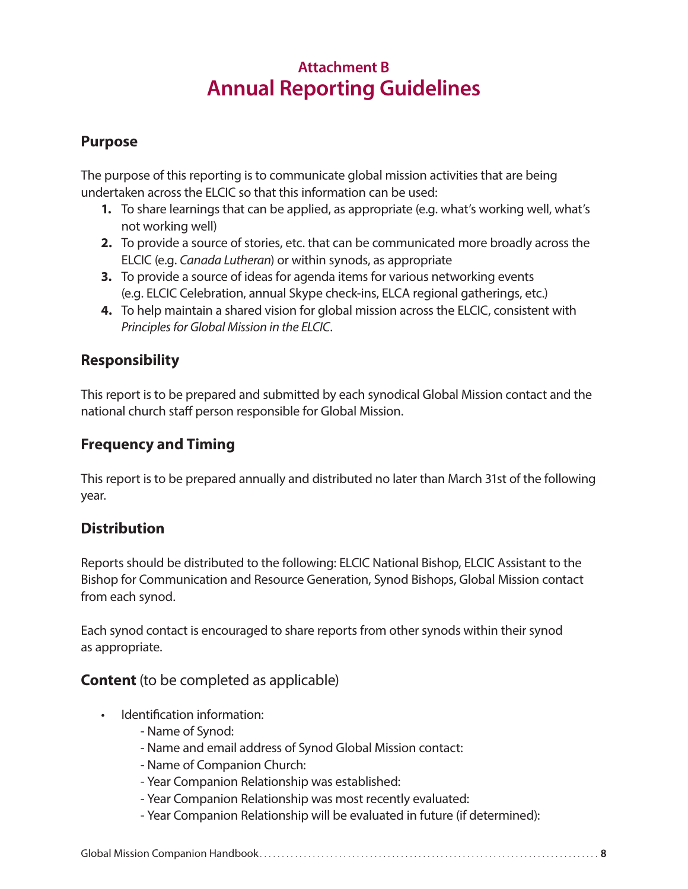## Attachment B
# Annual Reporting Guidelines

### Purpose

The purpose of this reporting is to communicate global mission activities that are being undertaken across the ELCIC so that this information can be used:

1. To share learnings that can be applied, as appropriate (e.g. what's working well, what's not working well)
2. To provide a source of stories, etc. that can be communicated more broadly across the ELCIC (e.g. *Canada Lutheran*) or within synods, as appropriate
3. To provide a source of ideas for agenda items for various networking events (e.g. ELCIC Celebration, annual Skype check-ins, ELCA regional gatherings, etc.)
4. To help maintain a shared vision for global mission across the ELCIC, consistent with *Principles for Global Mission in the ELCIC*.

### Responsibility

This report is to be prepared and submitted by each synodical Global Mission contact and the national church staff person responsible for Global Mission.

### Frequency and Timing

This report is to be prepared annually and distributed no later than March 31st of the following year.

### Distribution

Reports should be distributed to the following: ELCIC National Bishop, ELCIC Assistant to the Bishop for Communication and Resource Generation, Synod Bishops, Global Mission contact from each synod.

Each synod contact is encouraged to share reports from other synods within their synod as appropriate.

### **Content** (to be completed as applicable)

- Identification information:
  - Name of Synod:
  - Name and email address of Synod Global Mission contact:
  - Name of Companion Church:
  - Year Companion Relationship was established:
  - Year Companion Relationship was most recently evaluated:
  - Year Companion Relationship will be evaluated in future (if determined):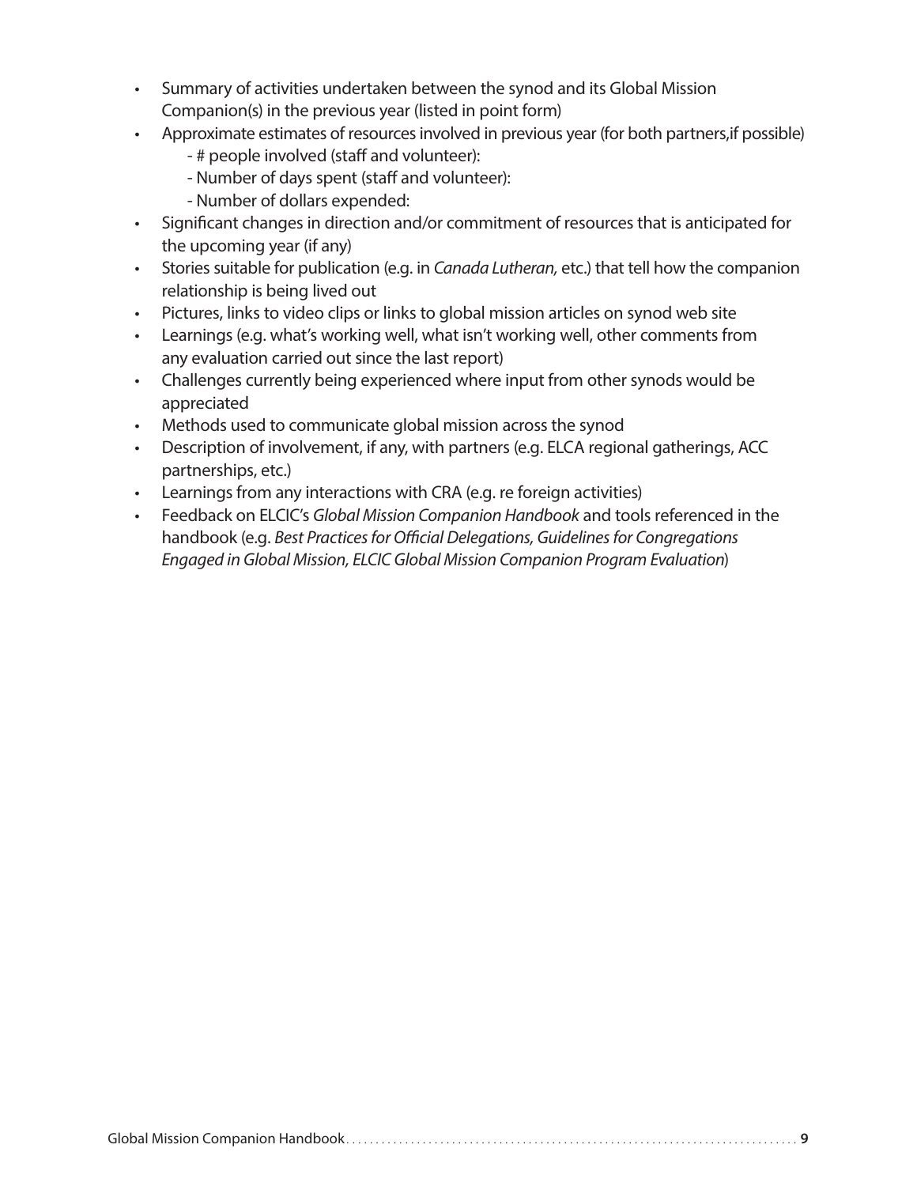- Summary of activities undertaken between the synod and its Global Mission Companion(s) in the previous year (listed in point form)
- Approximate estimates of resources involved in previous year (for both partners,if possible)
    - # people involved (staff and volunteer):
    - Number of days spent (staff and volunteer):
    - Number of dollars expended:
- Significant changes in direction and/or commitment of resources that is anticipated for the upcoming year (if any)
- Stories suitable for publication (e.g. in *Canada Lutheran,* etc.) that tell how the companion relationship is being lived out
- Pictures, links to video clips or links to global mission articles on synod web site
- Learnings (e.g. what's working well, what isn't working well, other comments from any evaluation carried out since the last report)
- Challenges currently being experienced where input from other synods would be appreciated
- Methods used to communicate global mission across the synod
- Description of involvement, if any, with partners (e.g. ELCA regional gatherings, ACC partnerships, etc.)
- Learnings from any interactions with CRA (e.g. re foreign activities)
- Feedback on ELCIC's *Global Mission Companion Handbook* and tools referenced in the handbook (e.g. *Best Practices for Official Delegations, Guidelines for Congregations Engaged in Global Mission, ELCIC Global Mission Companion Program Evaluation*)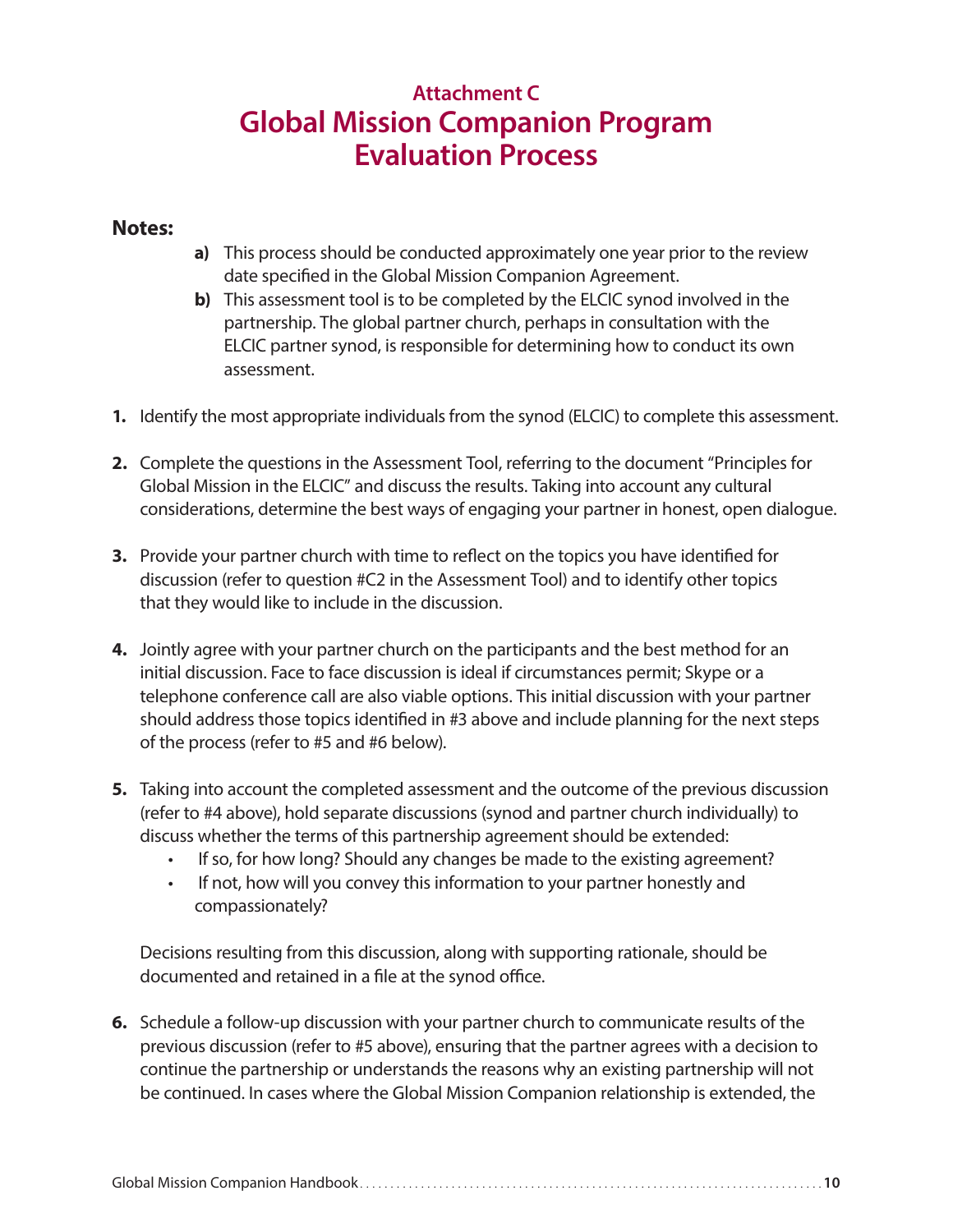## Attachment C

# Global Mission Companion Program Evaluation Process

**Notes:**

- **a)** This process should be conducted approximately one year prior to the review date specified in the Global Mission Companion Agreement.
- **b)** This assessment tool is to be completed by the ELCIC synod involved in the partnership. The global partner church, perhaps in consultation with the ELCIC partner synod, is responsible for determining how to conduct its own assessment.

1. Identify the most appropriate individuals from the synod (ELCIC) to complete this assessment.

2. Complete the questions in the Assessment Tool, referring to the document "Principles for Global Mission in the ELCIC" and discuss the results. Taking into account any cultural considerations, determine the best ways of engaging your partner in honest, open dialogue.

3. Provide your partner church with time to reflect on the topics you have identified for discussion (refer to question #C2 in the Assessment Tool) and to identify other topics that they would like to include in the discussion.

4. Jointly agree with your partner church on the participants and the best method for an initial discussion. Face to face discussion is ideal if circumstances permit; Skype or a telephone conference call are also viable options. This initial discussion with your partner should address those topics identified in #3 above and include planning for the next steps of the process (refer to #5 and #6 below).

5. Taking into account the completed assessment and the outcome of the previous discussion (refer to #4 above), hold separate discussions (synod and partner church individually) to discuss whether the terms of this partnership agreement should be extended:
   - If so, for how long? Should any changes be made to the existing agreement?
   - If not, how will you convey this information to your partner honestly and compassionately?

   Decisions resulting from this discussion, along with supporting rationale, should be documented and retained in a file at the synod office.

6. Schedule a follow-up discussion with your partner church to communicate results of the previous discussion (refer to #5 above), ensuring that the partner agrees with a decision to continue the partnership or understands the reasons why an existing partnership will not be continued. In cases where the Global Mission Companion relationship is extended, the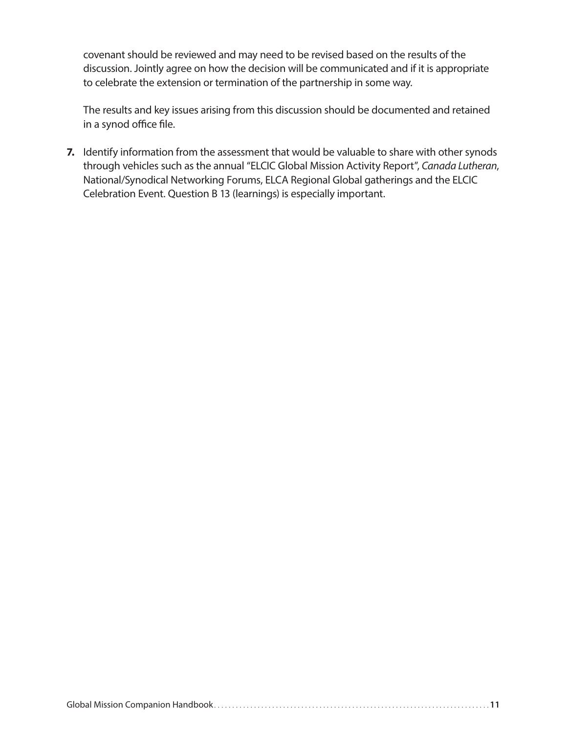covenant should be reviewed and may need to be revised based on the results of the discussion. Jointly agree on how the decision will be communicated and if it is appropriate to celebrate the extension or termination of the partnership in some way.

The results and key issues arising from this discussion should be documented and retained in a synod office file.

7. Identify information from the assessment that would be valuable to share with other synods through vehicles such as the annual "ELCIC Global Mission Activity Report", *Canada Lutheran*, National/Synodical Networking Forums, ELCA Regional Global gatherings and the ELCIC Celebration Event. Question B 13 (learnings) is especially important.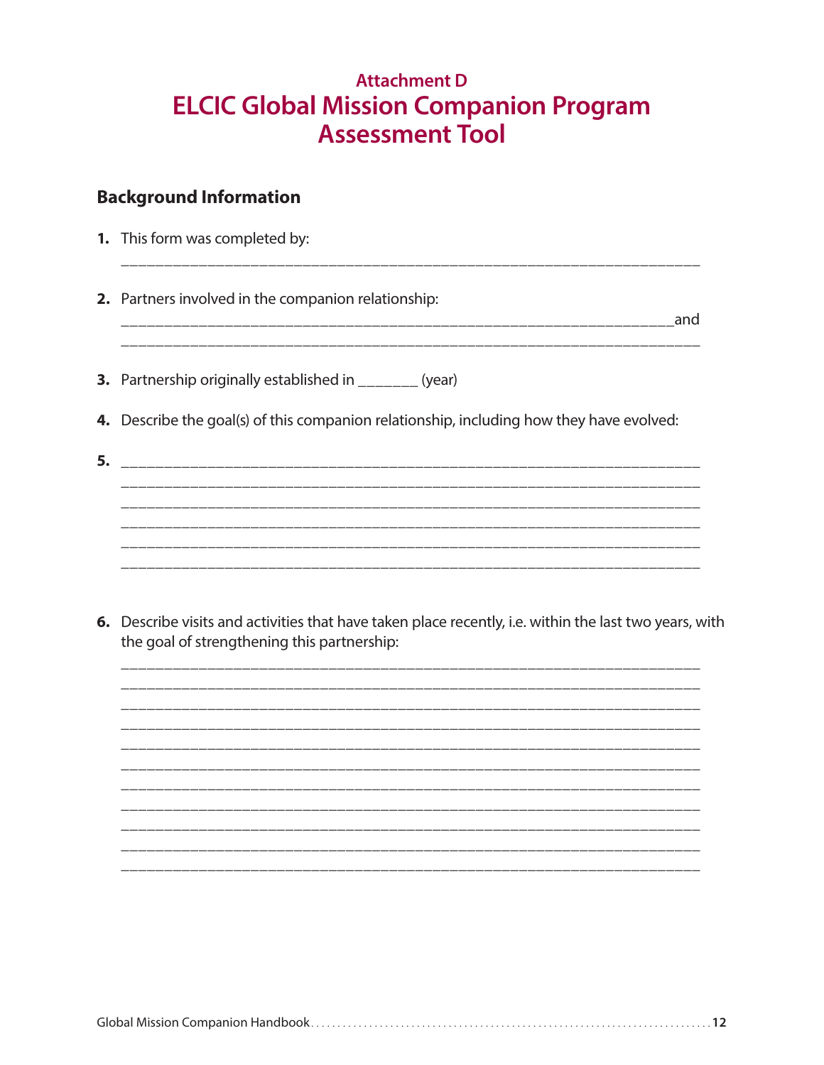### Attachment D

# ELCIC Global Mission Companion Program Assessment Tool

## Background Information

1. This form was completed by:

   ______________________________________________________________________

2. Partners involved in the companion relationship:

   ____________________________________________________________________and

   ______________________________________________________________________

3. Partnership originally established in _______ (year)

4. Describe the goal(s) of this companion relationship, including how they have evolved:

5. ______________________________________________________________________

   ______________________________________________________________________

   ______________________________________________________________________

   ______________________________________________________________________

   ______________________________________________________________________

   ______________________________________________________________________

6. Describe visits and activities that have taken place recently, i.e. within the last two years, with the goal of strengthening this partnership:

   ______________________________________________________________________

   ______________________________________________________________________

   ______________________________________________________________________

   ______________________________________________________________________

   ______________________________________________________________________

   ______________________________________________________________________

   ______________________________________________________________________

   ______________________________________________________________________

   ______________________________________________________________________

   ______________________________________________________________________

   ______________________________________________________________________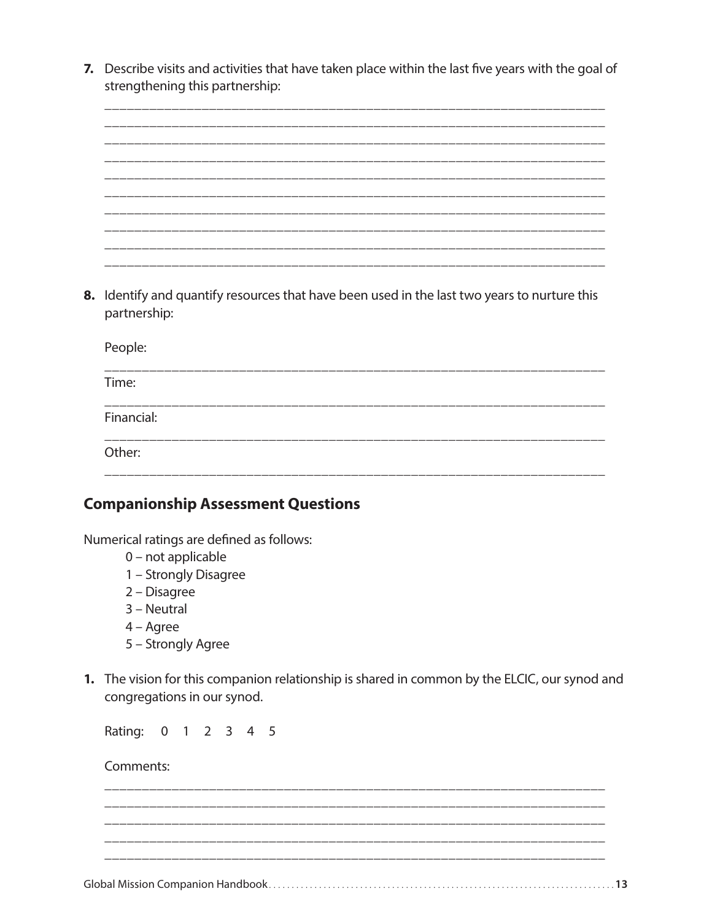7. Describe visits and activities that have taken place within the last five years with the goal of strengthening this partnership:

__________________________________________________________________________
__________________________________________________________________________
__________________________________________________________________________
__________________________________________________________________________
__________________________________________________________________________
__________________________________________________________________________
__________________________________________________________________________
__________________________________________________________________________
__________________________________________________________________________
__________________________________________________________________________

8. Identify and quantify resources that have been used in the last two years to nurture this partnership:

People:

__________________________________________________________________________

Time:

__________________________________________________________________________

Financial:

__________________________________________________________________________

Other:

__________________________________________________________________________

## Companionship Assessment Questions

Numerical ratings are defined as follows:

- 0 – not applicable
- 1 – Strongly Disagree
- 2 – Disagree
- 3 – Neutral
- 4 – Agree
- 5 – Strongly Agree

1. The vision for this companion relationship is shared in common by the ELCIC, our synod and congregations in our synod.

Rating: 0 1 2 3 4 5

Comments:

__________________________________________________________________________
__________________________________________________________________________
__________________________________________________________________________
__________________________________________________________________________
__________________________________________________________________________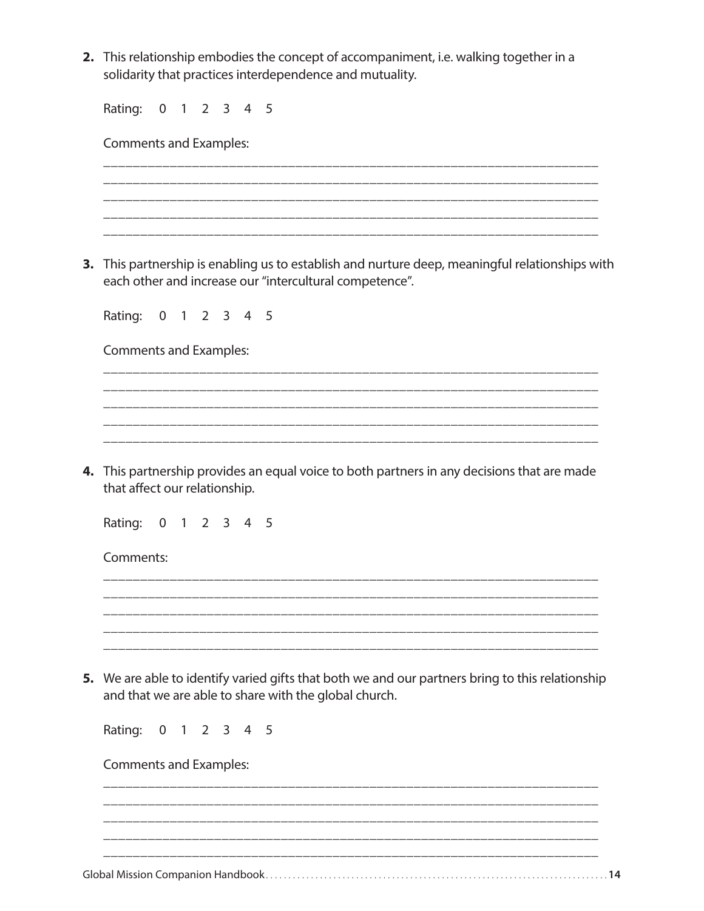2. This relationship embodies the concept of accompaniment, i.e. walking together in a solidarity that practices interdependence and mutuality.

   Rating: 0 1 2 3 4 5

   Comments and Examples:

   ______________________________________________________________________
   ______________________________________________________________________
   ______________________________________________________________________
   ______________________________________________________________________
   ______________________________________________________________________

3. This partnership is enabling us to establish and nurture deep, meaningful relationships with each other and increase our "intercultural competence".

   Rating: 0 1 2 3 4 5

   Comments and Examples:

   ______________________________________________________________________
   ______________________________________________________________________
   ______________________________________________________________________
   ______________________________________________________________________
   ______________________________________________________________________

4. This partnership provides an equal voice to both partners in any decisions that are made that affect our relationship.

   Rating: 0 1 2 3 4 5

   Comments:

   ______________________________________________________________________
   ______________________________________________________________________
   ______________________________________________________________________
   ______________________________________________________________________
   ______________________________________________________________________

5. We are able to identify varied gifts that both we and our partners bring to this relationship and that we are able to share with the global church.

   Rating: 0 1 2 3 4 5

   Comments and Examples:

   ______________________________________________________________________
   ______________________________________________________________________
   ______________________________________________________________________
   ______________________________________________________________________
   ______________________________________________________________________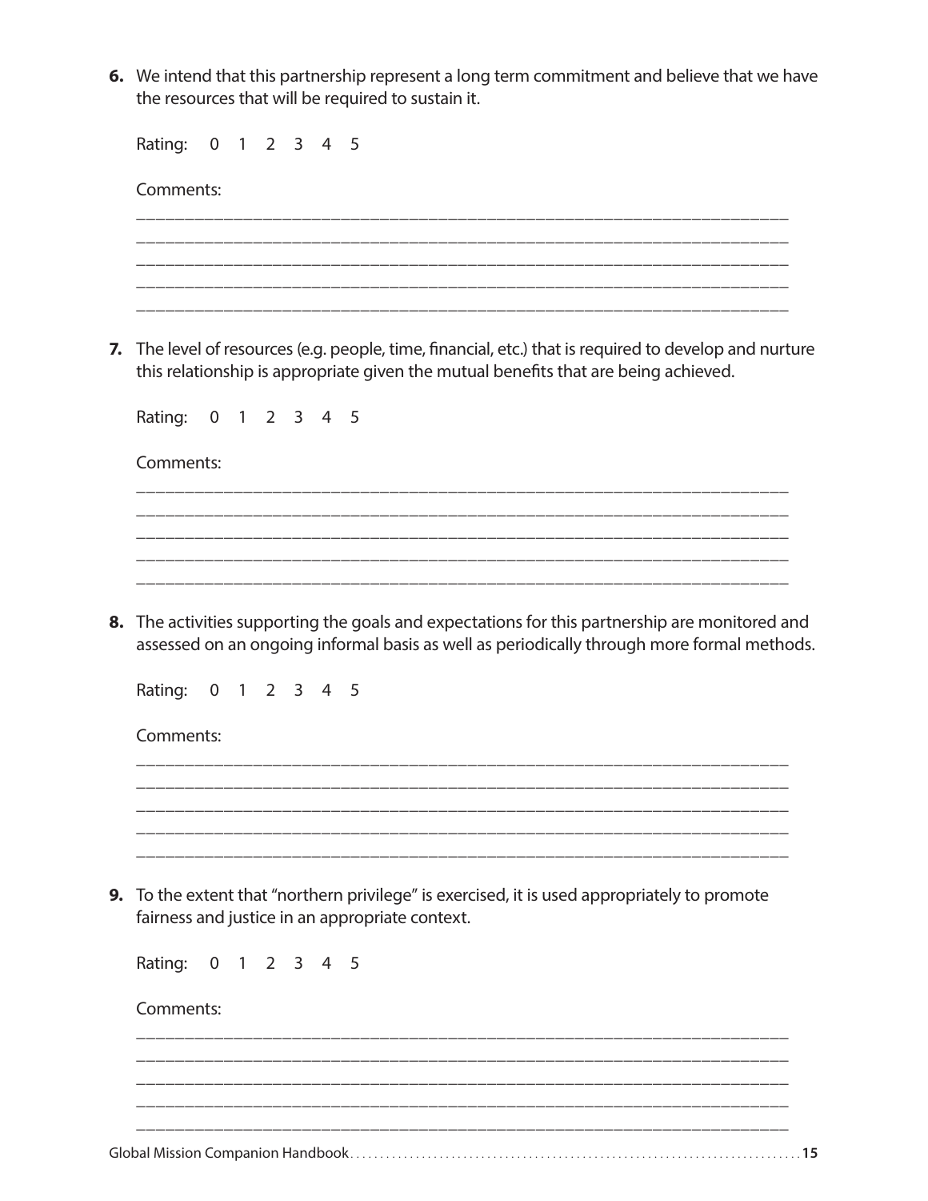6. We intend that this partnership represent a long term commitment and believe that we have the resources that will be required to sustain it.

   Rating: 0 1 2 3 4 5

   Comments:

   ___________________________________________________________________________
   ___________________________________________________________________________
   ___________________________________________________________________________
   ___________________________________________________________________________
   ___________________________________________________________________________

7. The level of resources (e.g. people, time, financial, etc.) that is required to develop and nurture this relationship is appropriate given the mutual benefits that are being achieved.

   Rating: 0 1 2 3 4 5

   Comments:

   ___________________________________________________________________________
   ___________________________________________________________________________
   ___________________________________________________________________________
   ___________________________________________________________________________
   ___________________________________________________________________________

8. The activities supporting the goals and expectations for this partnership are monitored and assessed on an ongoing informal basis as well as periodically through more formal methods.

   Rating: 0 1 2 3 4 5

   Comments:

   ___________________________________________________________________________
   ___________________________________________________________________________
   ___________________________________________________________________________
   ___________________________________________________________________________
   ___________________________________________________________________________

9. To the extent that "northern privilege" is exercised, it is used appropriately to promote fairness and justice in an appropriate context.

   Rating: 0 1 2 3 4 5

   Comments:

   ___________________________________________________________________________
   ___________________________________________________________________________
   ___________________________________________________________________________
   ___________________________________________________________________________
   ___________________________________________________________________________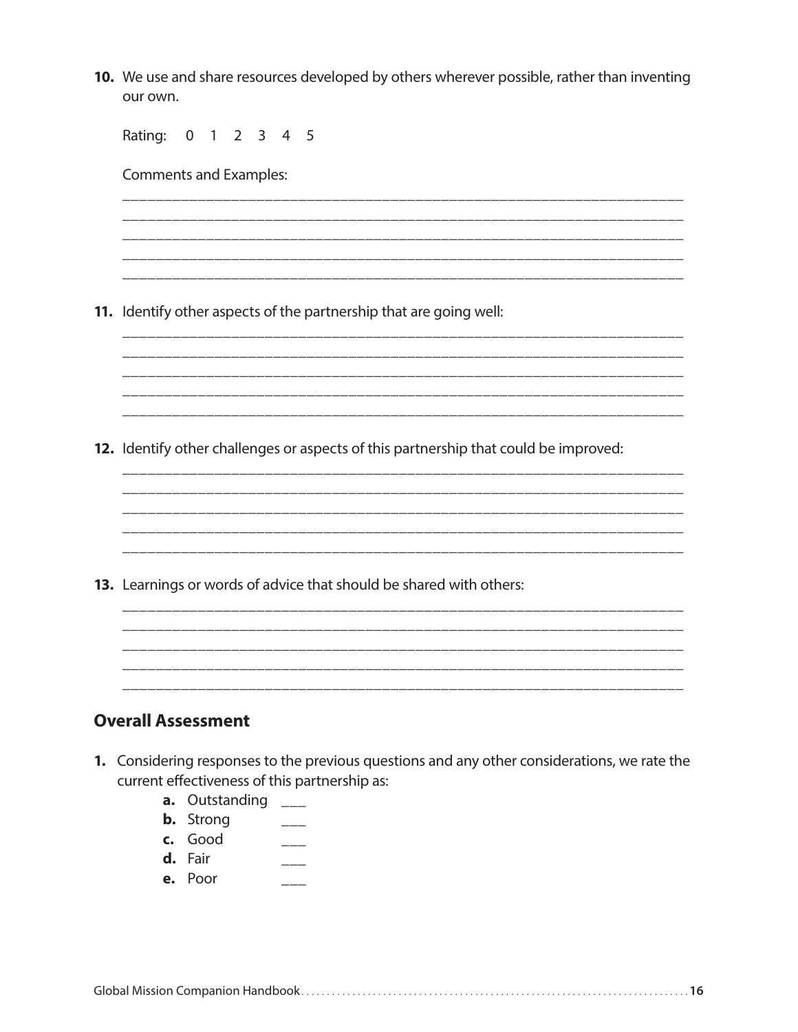10. We use and share resources developed by others wherever possible, rather than inventing our own.

    Rating: 0 1 2 3 4 5

    Comments and Examples:

    ___________________________________________________________________________
    ___________________________________________________________________________
    ___________________________________________________________________________
    ___________________________________________________________________________
    ___________________________________________________________________________

11. Identify other aspects of the partnership that are going well:

    ___________________________________________________________________________
    ___________________________________________________________________________
    ___________________________________________________________________________
    ___________________________________________________________________________
    ___________________________________________________________________________

12. Identify other challenges or aspects of this partnership that could be improved:

    ___________________________________________________________________________
    ___________________________________________________________________________
    ___________________________________________________________________________
    ___________________________________________________________________________
    ___________________________________________________________________________

13. Learnings or words of advice that should be shared with others:

    ___________________________________________________________________________
    ___________________________________________________________________________
    ___________________________________________________________________________
    ___________________________________________________________________________
    ___________________________________________________________________________

## Overall Assessment

1. Considering responses to the previous questions and any other considerations, we rate the current effectiveness of this partnership as:
   - **a.** Outstanding ___
   - **b.** Strong ___
   - **c.** Good ___
   - **d.** Fair ___
   - **e.** Poor ___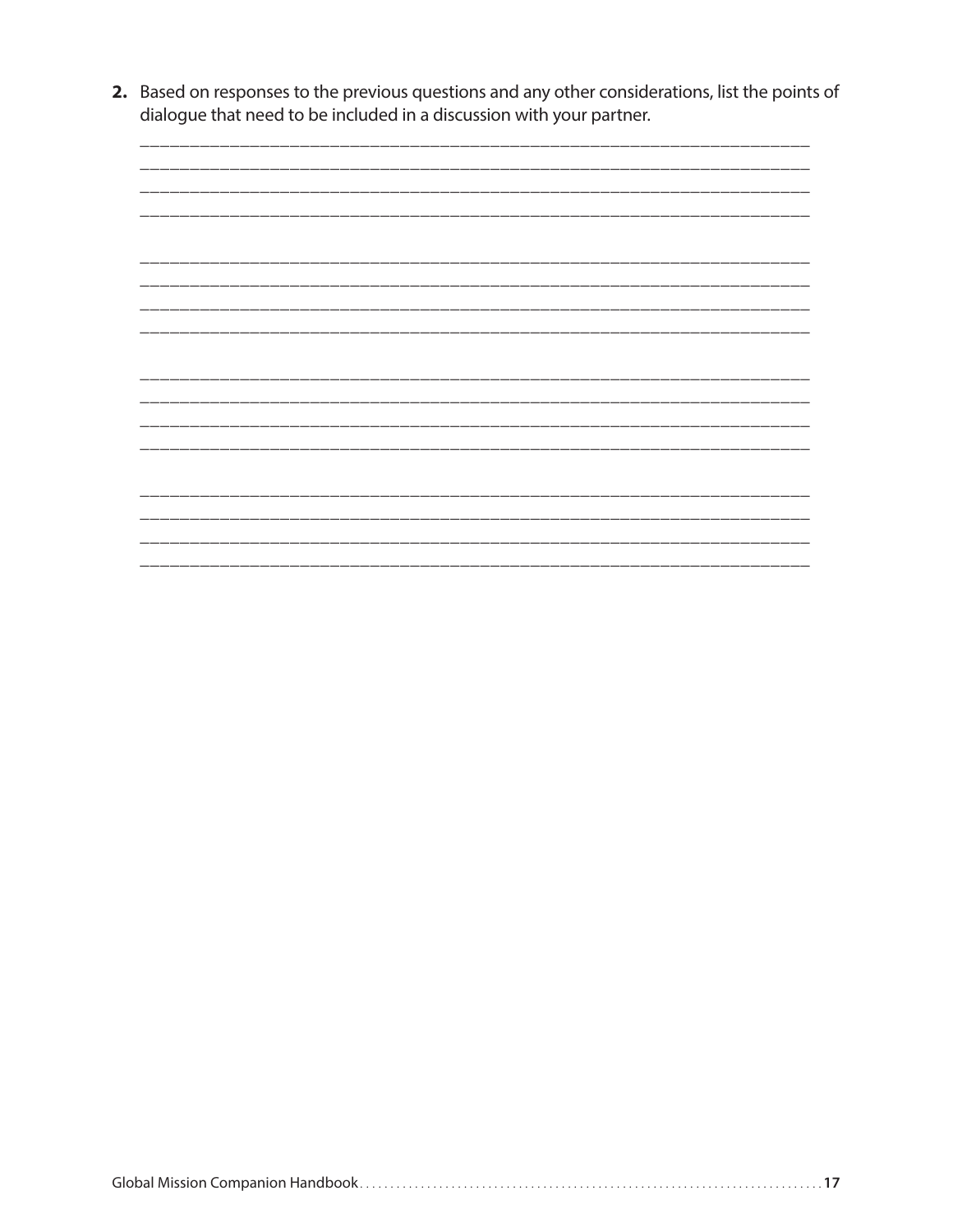2. Based on responses to the previous questions and any other considerations, list the points of dialogue that need to be included in a discussion with your partner.

________________________________________________________________________
________________________________________________________________________
________________________________________________________________________
________________________________________________________________________

________________________________________________________________________
________________________________________________________________________
________________________________________________________________________
________________________________________________________________________

________________________________________________________________________
________________________________________________________________________
________________________________________________________________________
________________________________________________________________________

________________________________________________________________________
________________________________________________________________________
________________________________________________________________________
________________________________________________________________________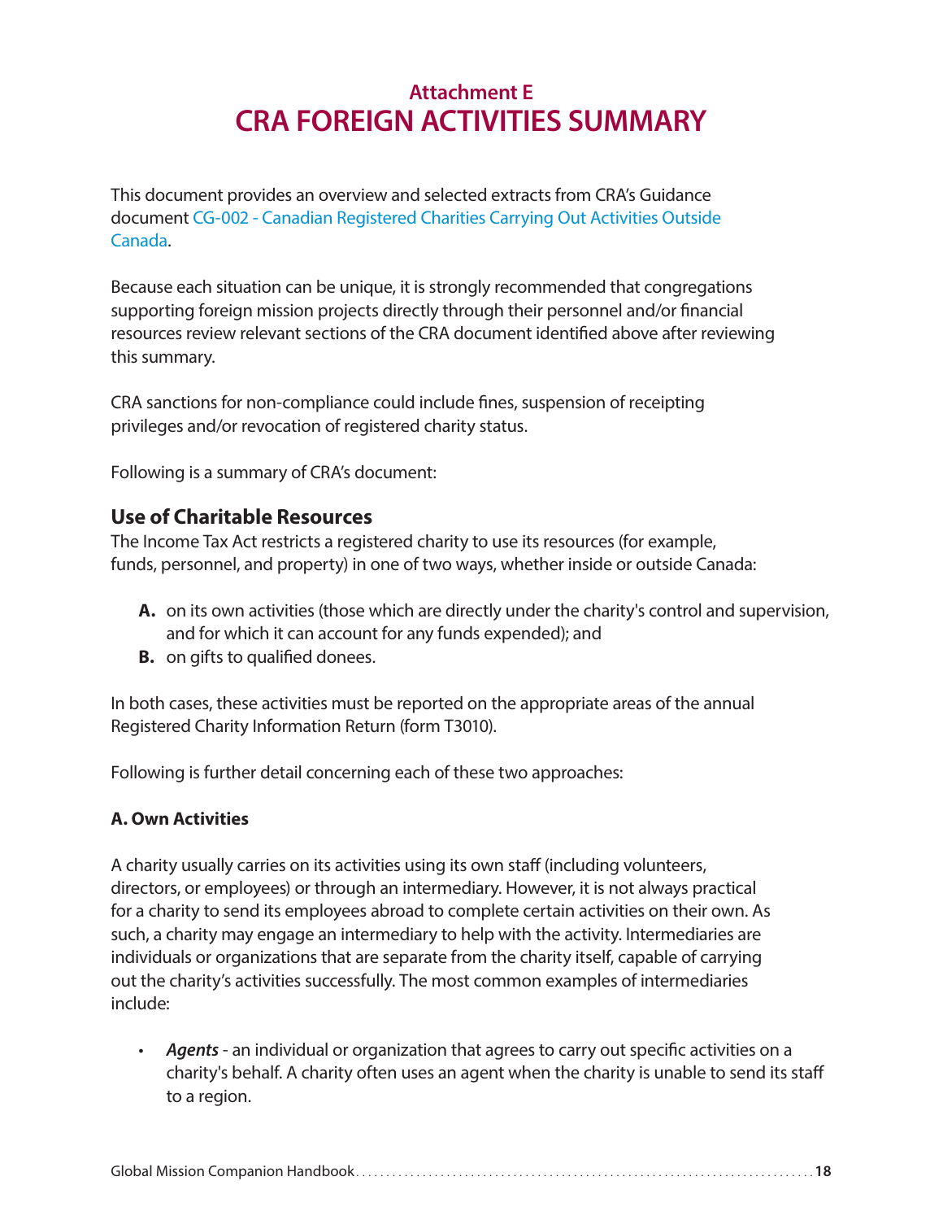## Attachment E
# CRA FOREIGN ACTIVITIES SUMMARY

This document provides an overview and selected extracts from CRA's Guidance document CG-002 - Canadian Registered Charities Carrying Out Activities Outside Canada.

Because each situation can be unique, it is strongly recommended that congregations supporting foreign mission projects directly through their personnel and/or financial resources review relevant sections of the CRA document identified above after reviewing this summary.

CRA sanctions for non-compliance could include fines, suspension of receipting privileges and/or revocation of registered charity status.

Following is a summary of CRA's document:

## Use of Charitable Resources

The Income Tax Act restricts a registered charity to use its resources (for example, funds, personnel, and property) in one of two ways, whether inside or outside Canada:

**A.** on its own activities (those which are directly under the charity's control and supervision, and for which it can account for any funds expended); and

**B.** on gifts to qualified donees.

In both cases, these activities must be reported on the appropriate areas of the annual Registered Charity Information Return (form T3010).

Following is further detail concerning each of these two approaches:

### A. Own Activities

A charity usually carries on its activities using its own staff (including volunteers, directors, or employees) or through an intermediary. However, it is not always practical for a charity to send its employees abroad to complete certain activities on their own. As such, a charity may engage an intermediary to help with the activity. Intermediaries are individuals or organizations that are separate from the charity itself, capable of carrying out the charity's activities successfully. The most common examples of intermediaries include:

- ***Agents*** - an individual or organization that agrees to carry out specific activities on a charity's behalf. A charity often uses an agent when the charity is unable to send its staff to a region.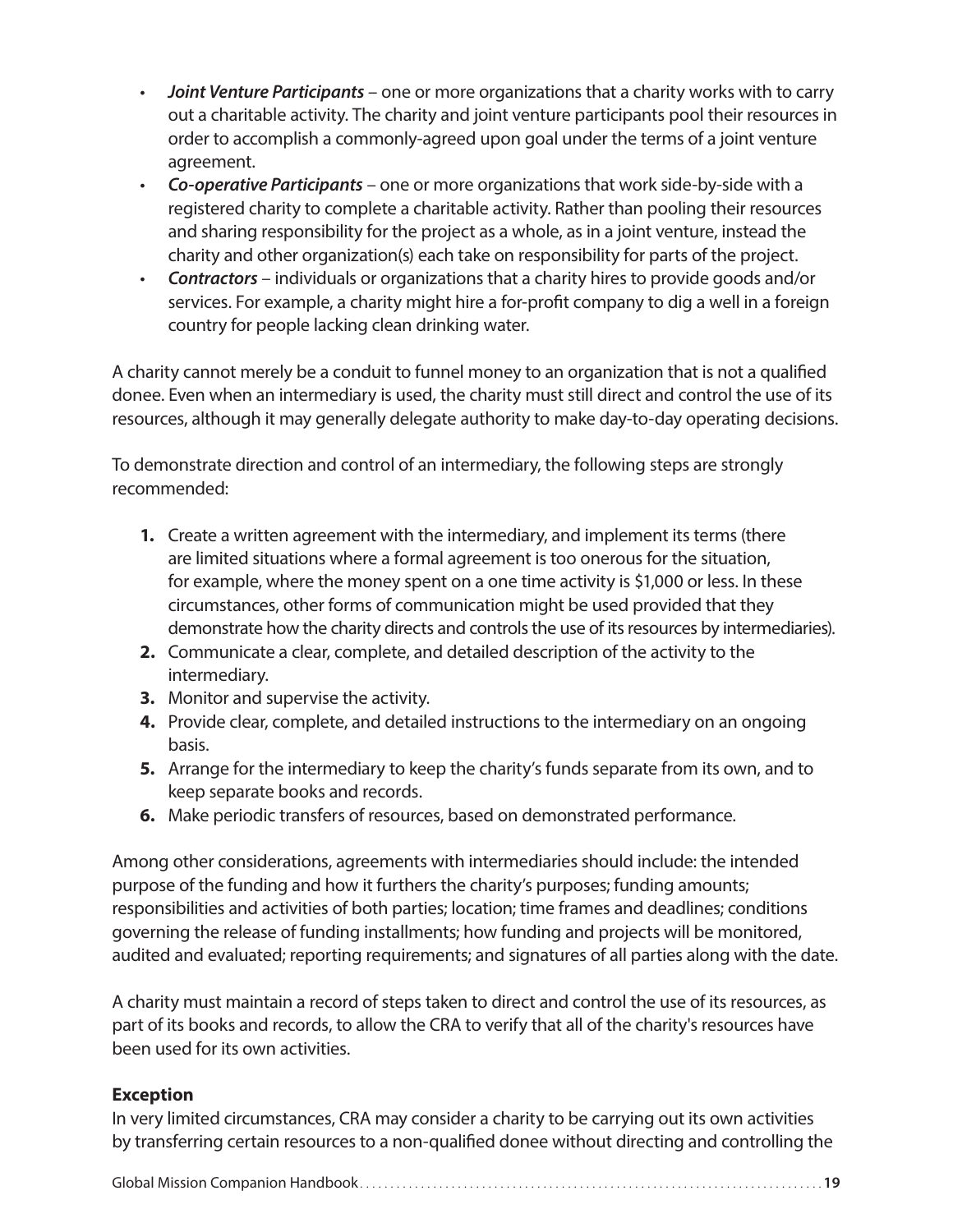- ***Joint Venture Participants*** – one or more organizations that a charity works with to carry out a charitable activity. The charity and joint venture participants pool their resources in order to accomplish a commonly-agreed upon goal under the terms of a joint venture agreement.
- ***Co-operative Participants*** – one or more organizations that work side-by-side with a registered charity to complete a charitable activity. Rather than pooling their resources and sharing responsibility for the project as a whole, as in a joint venture, instead the charity and other organization(s) each take on responsibility for parts of the project.
- ***Contractors*** – individuals or organizations that a charity hires to provide goods and/or services. For example, a charity might hire a for-profit company to dig a well in a foreign country for people lacking clean drinking water.

A charity cannot merely be a conduit to funnel money to an organization that is not a qualified donee. Even when an intermediary is used, the charity must still direct and control the use of its resources, although it may generally delegate authority to make day-to-day operating decisions.

To demonstrate direction and control of an intermediary, the following steps are strongly recommended:

1. Create a written agreement with the intermediary, and implement its terms (there are limited situations where a formal agreement is too onerous for the situation, for example, where the money spent on a one time activity is $1,000 or less. In these circumstances, other forms of communication might be used provided that they demonstrate how the charity directs and controls the use of its resources by intermediaries).
2. Communicate a clear, complete, and detailed description of the activity to the intermediary.
3. Monitor and supervise the activity.
4. Provide clear, complete, and detailed instructions to the intermediary on an ongoing basis.
5. Arrange for the intermediary to keep the charity's funds separate from its own, and to keep separate books and records.
6. Make periodic transfers of resources, based on demonstrated performance.

Among other considerations, agreements with intermediaries should include: the intended purpose of the funding and how it furthers the charity's purposes; funding amounts; responsibilities and activities of both parties; location; time frames and deadlines; conditions governing the release of funding installments; how funding and projects will be monitored, audited and evaluated; reporting requirements; and signatures of all parties along with the date.

A charity must maintain a record of steps taken to direct and control the use of its resources, as part of its books and records, to allow the CRA to verify that all of the charity's resources have been used for its own activities.

**Exception**

In very limited circumstances, CRA may consider a charity to be carrying out its own activities by transferring certain resources to a non-qualified donee without directing and controlling the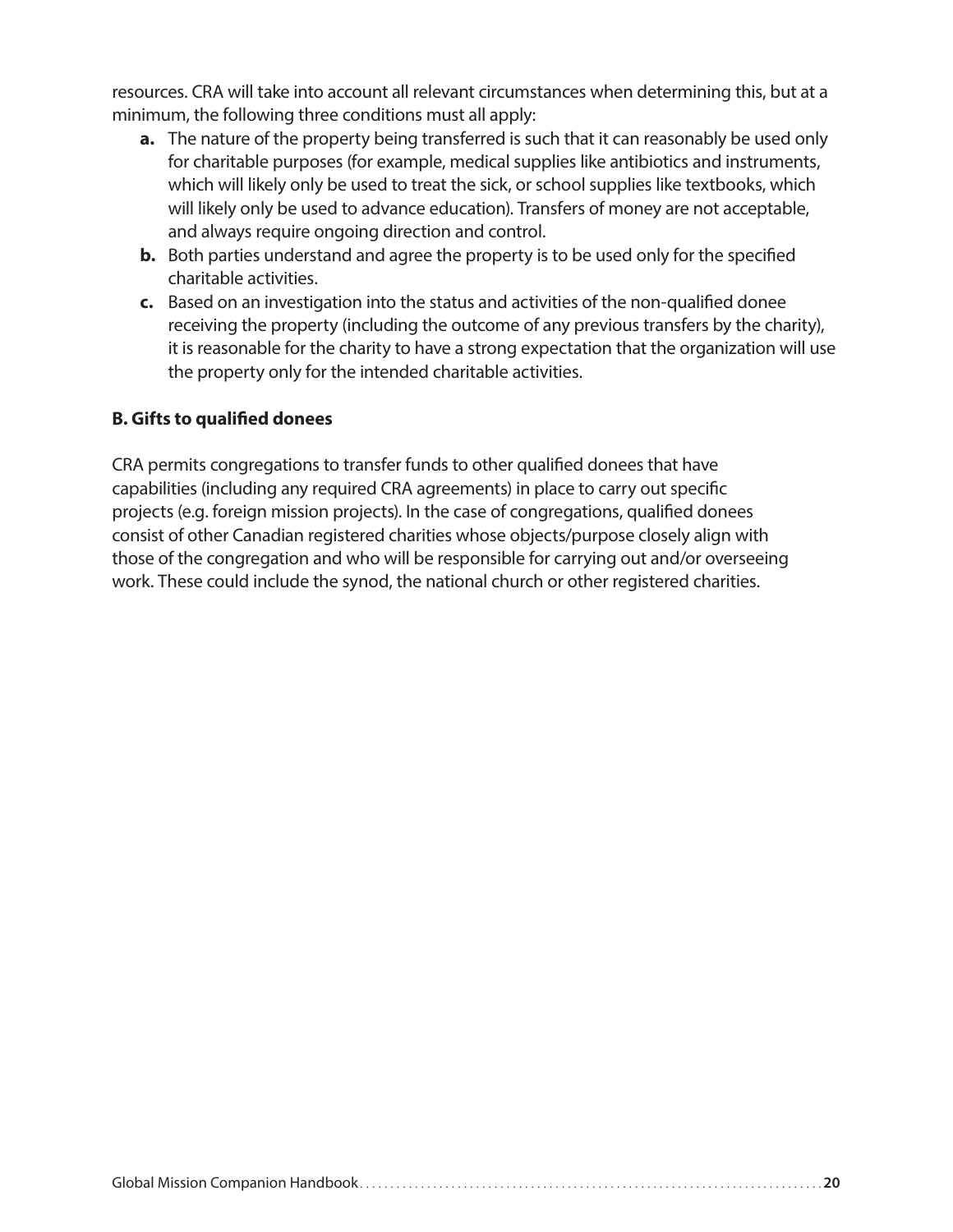resources. CRA will take into account all relevant circumstances when determining this, but at a minimum, the following three conditions must all apply:

- **a.** The nature of the property being transferred is such that it can reasonably be used only for charitable purposes (for example, medical supplies like antibiotics and instruments, which will likely only be used to treat the sick, or school supplies like textbooks, which will likely only be used to advance education). Transfers of money are not acceptable, and always require ongoing direction and control.
- **b.** Both parties understand and agree the property is to be used only for the specified charitable activities.
- **c.** Based on an investigation into the status and activities of the non-qualified donee receiving the property (including the outcome of any previous transfers by the charity), it is reasonable for the charity to have a strong expectation that the organization will use the property only for the intended charitable activities.

**B. Gifts to qualified donees**

CRA permits congregations to transfer funds to other qualified donees that have capabilities (including any required CRA agreements) in place to carry out specific projects (e.g. foreign mission projects). In the case of congregations, qualified donees consist of other Canadian registered charities whose objects/purpose closely align with those of the congregation and who will be responsible for carrying out and/or overseeing work. These could include the synod, the national church or other registered charities.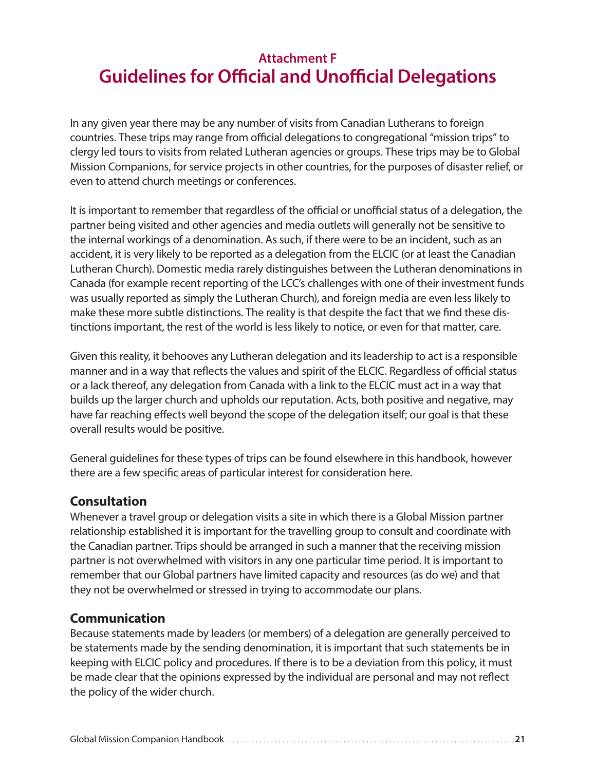## Attachment F
# Guidelines for Official and Unofficial Delegations

In any given year there may be any number of visits from Canadian Lutherans to foreign countries. These trips may range from official delegations to congregational "mission trips" to clergy led tours to visits from related Lutheran agencies or groups. These trips may be to Global Mission Companions, for service projects in other countries, for the purposes of disaster relief, or even to attend church meetings or conferences.

It is important to remember that regardless of the official or unofficial status of a delegation, the partner being visited and other agencies and media outlets will generally not be sensitive to the internal workings of a denomination. As such, if there were to be an incident, such as an accident, it is very likely to be reported as a delegation from the ELCIC (or at least the Canadian Lutheran Church). Domestic media rarely distinguishes between the Lutheran denominations in Canada (for example recent reporting of the LCC's challenges with one of their investment funds was usually reported as simply the Lutheran Church), and foreign media are even less likely to make these more subtle distinctions. The reality is that despite the fact that we find these distinctions important, the rest of the world is less likely to notice, or even for that matter, care.

Given this reality, it behooves any Lutheran delegation and its leadership to act is a responsible manner and in a way that reflects the values and spirit of the ELCIC. Regardless of official status or a lack thereof, any delegation from Canada with a link to the ELCIC must act in a way that builds up the larger church and upholds our reputation. Acts, both positive and negative, may have far reaching effects well beyond the scope of the delegation itself; our goal is that these overall results would be positive.

General guidelines for these types of trips can be found elsewhere in this handbook, however there are a few specific areas of particular interest for consideration here.

### Consultation

Whenever a travel group or delegation visits a site in which there is a Global Mission partner relationship established it is important for the travelling group to consult and coordinate with the Canadian partner. Trips should be arranged in such a manner that the receiving mission partner is not overwhelmed with visitors in any one particular time period. It is important to remember that our Global partners have limited capacity and resources (as do we) and that they not be overwhelmed or stressed in trying to accommodate our plans.

### Communication

Because statements made by leaders (or members) of a delegation are generally perceived to be statements made by the sending denomination, it is important that such statements be in keeping with ELCIC policy and procedures. If there is to be a deviation from this policy, it must be made clear that the opinions expressed by the individual are personal and may not reflect the policy of the wider church.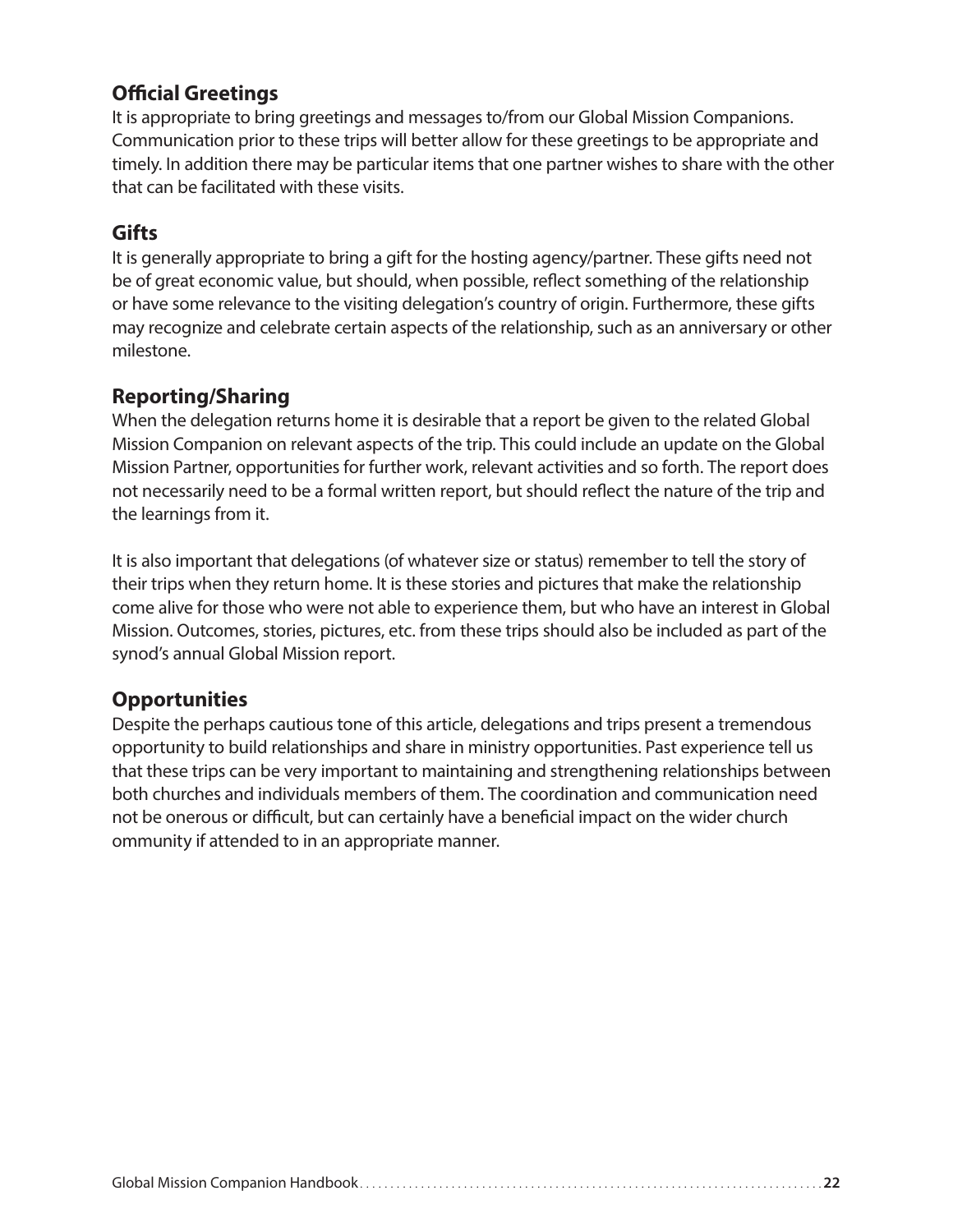## Official Greetings

It is appropriate to bring greetings and messages to/from our Global Mission Companions. Communication prior to these trips will better allow for these greetings to be appropriate and timely. In addition there may be particular items that one partner wishes to share with the other that can be facilitated with these visits.

## Gifts

It is generally appropriate to bring a gift for the hosting agency/partner. These gifts need not be of great economic value, but should, when possible, reflect something of the relationship or have some relevance to the visiting delegation's country of origin. Furthermore, these gifts may recognize and celebrate certain aspects of the relationship, such as an anniversary or other milestone.

## Reporting/Sharing

When the delegation returns home it is desirable that a report be given to the related Global Mission Companion on relevant aspects of the trip. This could include an update on the Global Mission Partner, opportunities for further work, relevant activities and so forth. The report does not necessarily need to be a formal written report, but should reflect the nature of the trip and the learnings from it.

It is also important that delegations (of whatever size or status) remember to tell the story of their trips when they return home. It is these stories and pictures that make the relationship come alive for those who were not able to experience them, but who have an interest in Global Mission. Outcomes, stories, pictures, etc. from these trips should also be included as part of the synod's annual Global Mission report.

## Opportunities

Despite the perhaps cautious tone of this article, delegations and trips present a tremendous opportunity to build relationships and share in ministry opportunities. Past experience tell us that these trips can be very important to maintaining and strengthening relationships between both churches and individuals members of them. The coordination and communication need not be onerous or difficult, but can certainly have a beneficial impact on the wider church ommunity if attended to in an appropriate manner.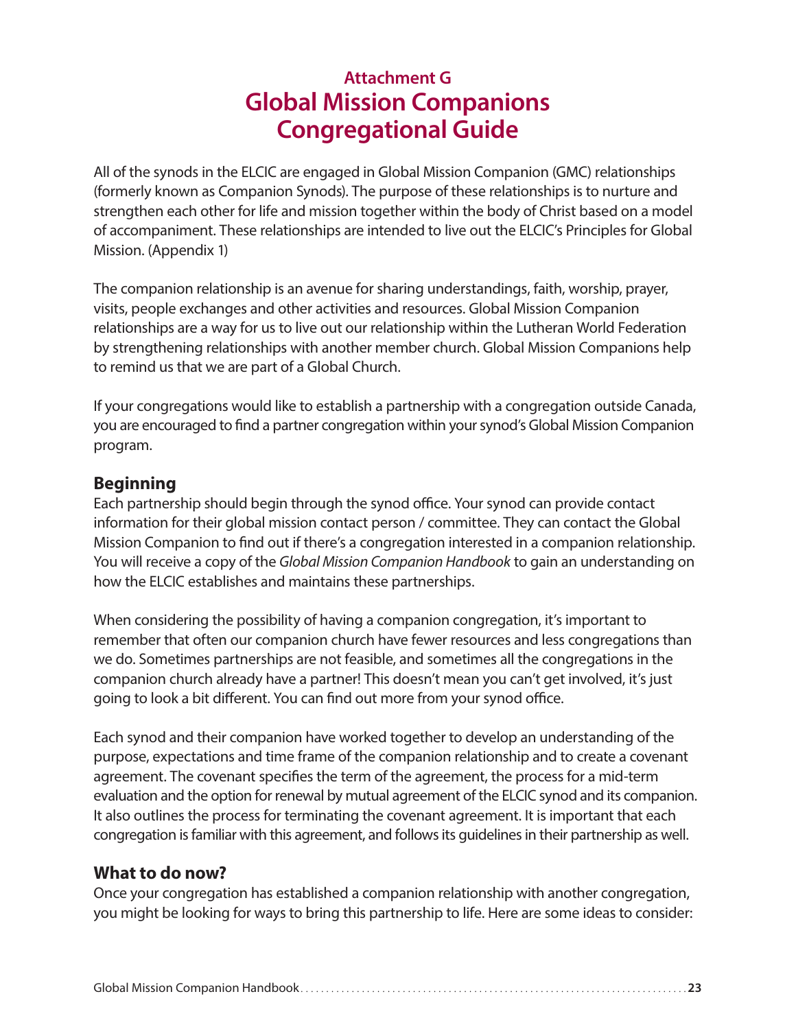## Attachment G

# Global Mission Companions Congregational Guide

All of the synods in the ELCIC are engaged in Global Mission Companion (GMC) relationships (formerly known as Companion Synods). The purpose of these relationships is to nurture and strengthen each other for life and mission together within the body of Christ based on a model of accompaniment. These relationships are intended to live out the ELCIC's Principles for Global Mission. (Appendix 1)

The companion relationship is an avenue for sharing understandings, faith, worship, prayer, visits, people exchanges and other activities and resources. Global Mission Companion relationships are a way for us to live out our relationship within the Lutheran World Federation by strengthening relationships with another member church. Global Mission Companions help to remind us that we are part of a Global Church.

If your congregations would like to establish a partnership with a congregation outside Canada, you are encouraged to find a partner congregation within your synod's Global Mission Companion program.

### Beginning

Each partnership should begin through the synod office. Your synod can provide contact information for their global mission contact person / committee. They can contact the Global Mission Companion to find out if there's a congregation interested in a companion relationship. You will receive a copy of the *Global Mission Companion Handbook* to gain an understanding on how the ELCIC establishes and maintains these partnerships.

When considering the possibility of having a companion congregation, it's important to remember that often our companion church have fewer resources and less congregations than we do. Sometimes partnerships are not feasible, and sometimes all the congregations in the companion church already have a partner! This doesn't mean you can't get involved, it's just going to look a bit different. You can find out more from your synod office.

Each synod and their companion have worked together to develop an understanding of the purpose, expectations and time frame of the companion relationship and to create a covenant agreement. The covenant specifies the term of the agreement, the process for a mid-term evaluation and the option for renewal by mutual agreement of the ELCIC synod and its companion. It also outlines the process for terminating the covenant agreement. It is important that each congregation is familiar with this agreement, and follows its guidelines in their partnership as well.

### What to do now?

Once your congregation has established a companion relationship with another congregation, you might be looking for ways to bring this partnership to life. Here are some ideas to consider: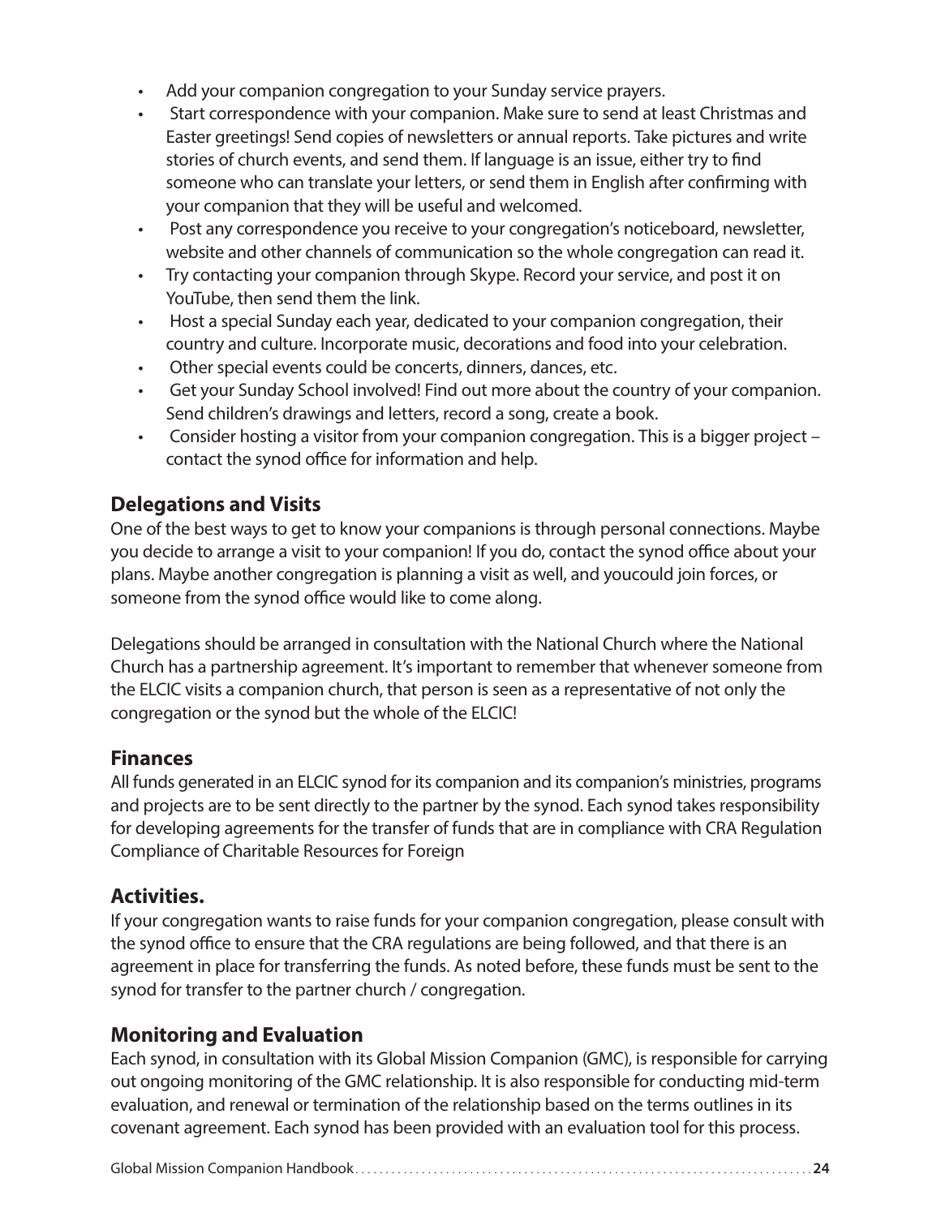- Add your companion congregation to your Sunday service prayers.
- Start correspondence with your companion. Make sure to send at least Christmas and Easter greetings! Send copies of newsletters or annual reports. Take pictures and write stories of church events, and send them. If language is an issue, either try to find someone who can translate your letters, or send them in English after confirming with your companion that they will be useful and welcomed.
- Post any correspondence you receive to your congregation's noticeboard, newsletter, website and other channels of communication so the whole congregation can read it.
- Try contacting your companion through Skype. Record your service, and post it on YouTube, then send them the link.
- Host a special Sunday each year, dedicated to your companion congregation, their country and culture. Incorporate music, decorations and food into your celebration.
- Other special events could be concerts, dinners, dances, etc.
- Get your Sunday School involved! Find out more about the country of your companion. Send children's drawings and letters, record a song, create a book.
- Consider hosting a visitor from your companion congregation. This is a bigger project – contact the synod office for information and help.

### Delegations and Visits

One of the best ways to get to know your companions is through personal connections. Maybe you decide to arrange a visit to your companion! If you do, contact the synod office about your plans. Maybe another congregation is planning a visit as well, and youcould join forces, or someone from the synod office would like to come along.

Delegations should be arranged in consultation with the National Church where the National Church has a partnership agreement. It's important to remember that whenever someone from the ELCIC visits a companion church, that person is seen as a representative of not only the congregation or the synod but the whole of the ELCIC!

### Finances

All funds generated in an ELCIC synod for its companion and its companion's ministries, programs and projects are to be sent directly to the partner by the synod. Each synod takes responsibility for developing agreements for the transfer of funds that are in compliance with CRA Regulation Compliance of Charitable Resources for Foreign

### Activities.

If your congregation wants to raise funds for your companion congregation, please consult with the synod office to ensure that the CRA regulations are being followed, and that there is an agreement in place for transferring the funds. As noted before, these funds must be sent to the synod for transfer to the partner church / congregation.

### Monitoring and Evaluation

Each synod, in consultation with its Global Mission Companion (GMC), is responsible for carrying out ongoing monitoring of the GMC relationship. It is also responsible for conducting mid-term evaluation, and renewal or termination of the relationship based on the terms outlines in its covenant agreement. Each synod has been provided with an evaluation tool for this process.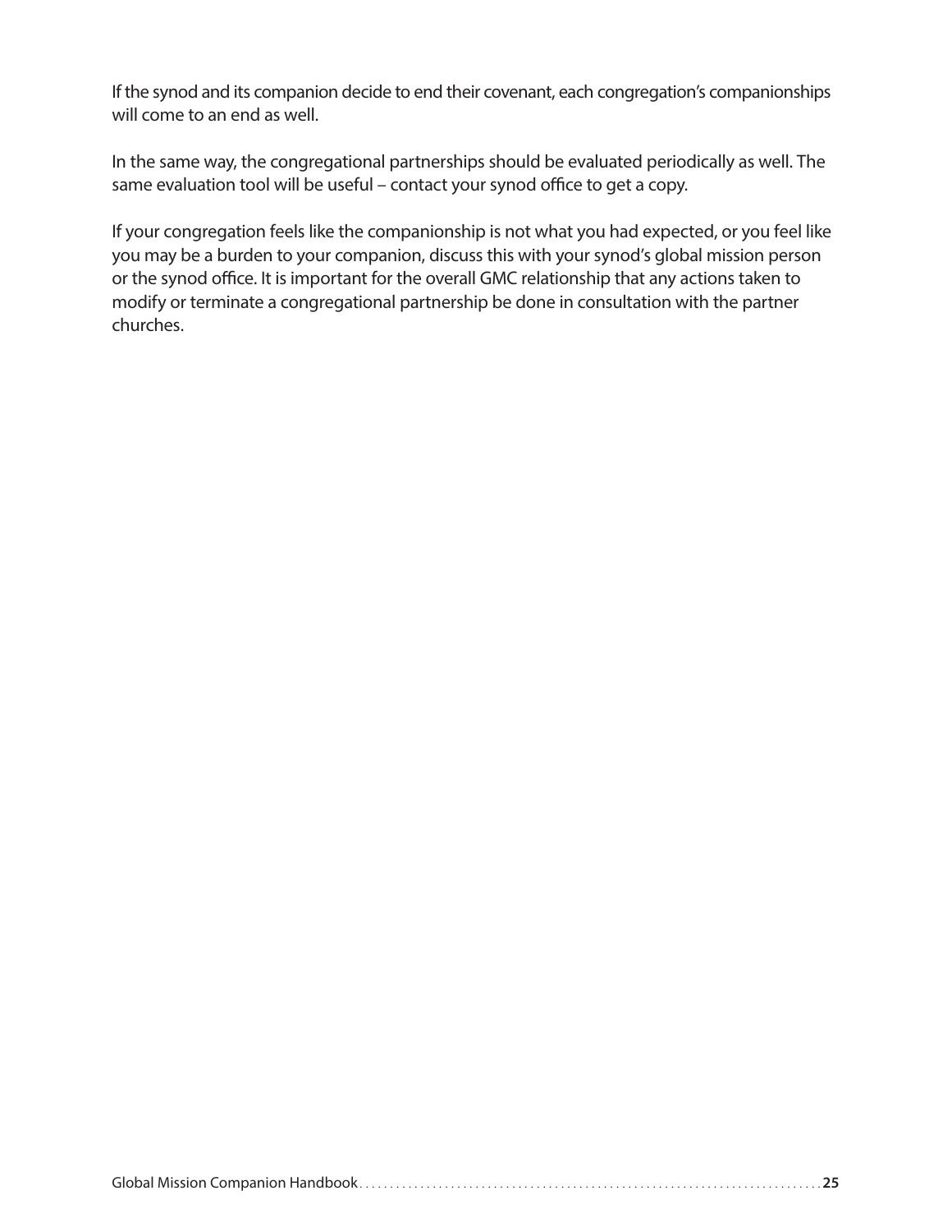If the synod and its companion decide to end their covenant, each congregation's companionships will come to an end as well.

In the same way, the congregational partnerships should be evaluated periodically as well. The same evaluation tool will be useful – contact your synod office to get a copy.

If your congregation feels like the companionship is not what you had expected, or you feel like you may be a burden to your companion, discuss this with your synod's global mission person or the synod office. It is important for the overall GMC relationship that any actions taken to modify or terminate a congregational partnership be done in consultation with the partner churches.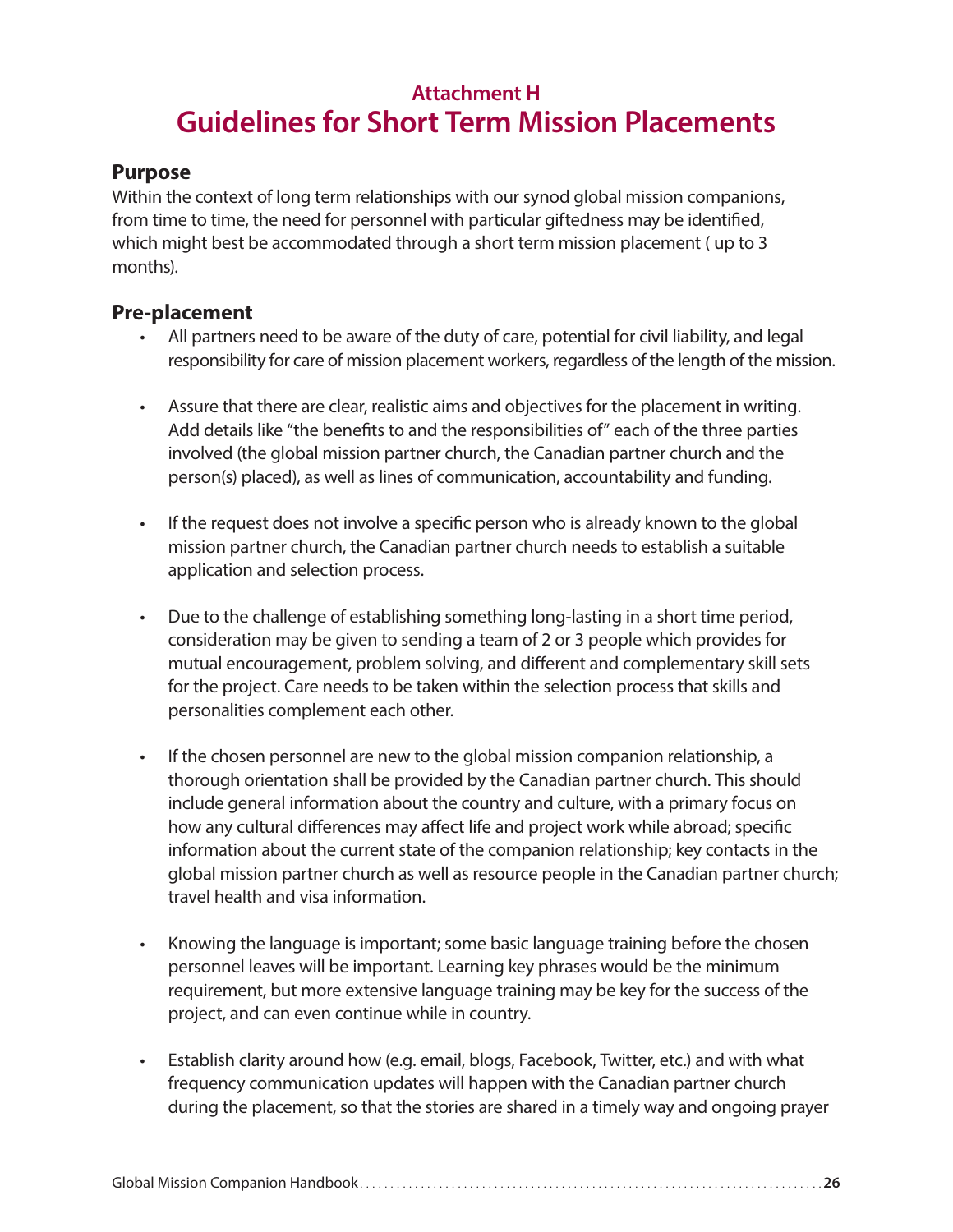## Attachment H

# Guidelines for Short Term Mission Placements

### Purpose

Within the context of long term relationships with our synod global mission companions, from time to time, the need for personnel with particular giftedness may be identified, which might best be accommodated through a short term mission placement ( up to 3 months).

### Pre-placement

- All partners need to be aware of the duty of care, potential for civil liability, and legal responsibility for care of mission placement workers, regardless of the length of the mission.
- Assure that there are clear, realistic aims and objectives for the placement in writing. Add details like "the benefits to and the responsibilities of" each of the three parties involved (the global mission partner church, the Canadian partner church and the person(s) placed), as well as lines of communication, accountability and funding.
- If the request does not involve a specific person who is already known to the global mission partner church, the Canadian partner church needs to establish a suitable application and selection process.
- Due to the challenge of establishing something long-lasting in a short time period, consideration may be given to sending a team of 2 or 3 people which provides for mutual encouragement, problem solving, and different and complementary skill sets for the project. Care needs to be taken within the selection process that skills and personalities complement each other.
- If the chosen personnel are new to the global mission companion relationship, a thorough orientation shall be provided by the Canadian partner church. This should include general information about the country and culture, with a primary focus on how any cultural differences may affect life and project work while abroad; specific information about the current state of the companion relationship; key contacts in the global mission partner church as well as resource people in the Canadian partner church; travel health and visa information.
- Knowing the language is important; some basic language training before the chosen personnel leaves will be important. Learning key phrases would be the minimum requirement, but more extensive language training may be key for the success of the project, and can even continue while in country.
- Establish clarity around how (e.g. email, blogs, Facebook, Twitter, etc.) and with what frequency communication updates will happen with the Canadian partner church during the placement, so that the stories are shared in a timely way and ongoing prayer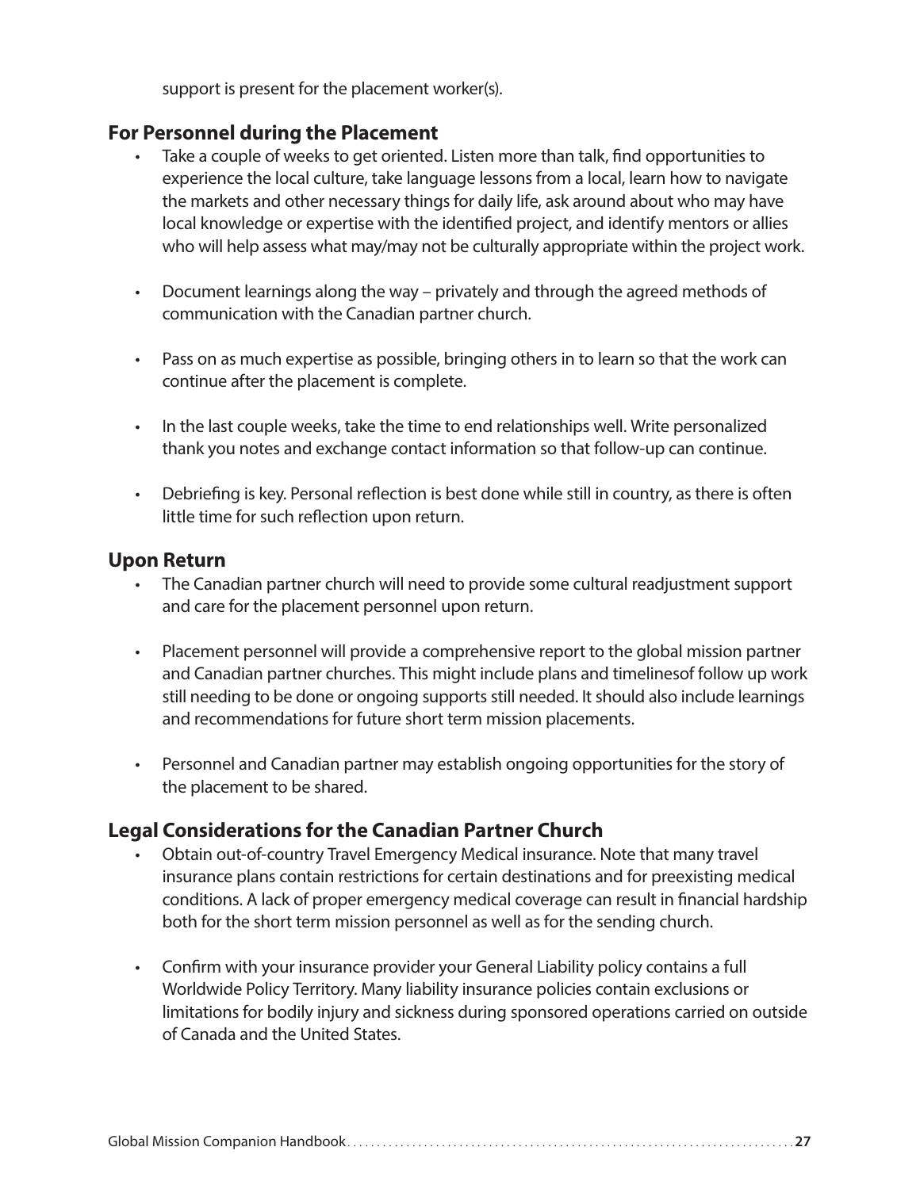support is present for the placement worker(s).

### For Personnel during the Placement

- Take a couple of weeks to get oriented. Listen more than talk, find opportunities to experience the local culture, take language lessons from a local, learn how to navigate the markets and other necessary things for daily life, ask around about who may have local knowledge or expertise with the identified project, and identify mentors or allies who will help assess what may/may not be culturally appropriate within the project work.

- Document learnings along the way – privately and through the agreed methods of communication with the Canadian partner church.

- Pass on as much expertise as possible, bringing others in to learn so that the work can continue after the placement is complete.

- In the last couple weeks, take the time to end relationships well. Write personalized thank you notes and exchange contact information so that follow-up can continue.

- Debriefing is key. Personal reflection is best done while still in country, as there is often little time for such reflection upon return.

### Upon Return

- The Canadian partner church will need to provide some cultural readjustment support and care for the placement personnel upon return.

- Placement personnel will provide a comprehensive report to the global mission partner and Canadian partner churches. This might include plans and timelinesof follow up work still needing to be done or ongoing supports still needed. It should also include learnings and recommendations for future short term mission placements.

- Personnel and Canadian partner may establish ongoing opportunities for the story of the placement to be shared.

### Legal Considerations for the Canadian Partner Church

- Obtain out-of-country Travel Emergency Medical insurance. Note that many travel insurance plans contain restrictions for certain destinations and for preexisting medical conditions. A lack of proper emergency medical coverage can result in financial hardship both for the short term mission personnel as well as for the sending church.

- Confirm with your insurance provider your General Liability policy contains a full Worldwide Policy Territory. Many liability insurance policies contain exclusions or limitations for bodily injury and sickness during sponsored operations carried on outside of Canada and the United States.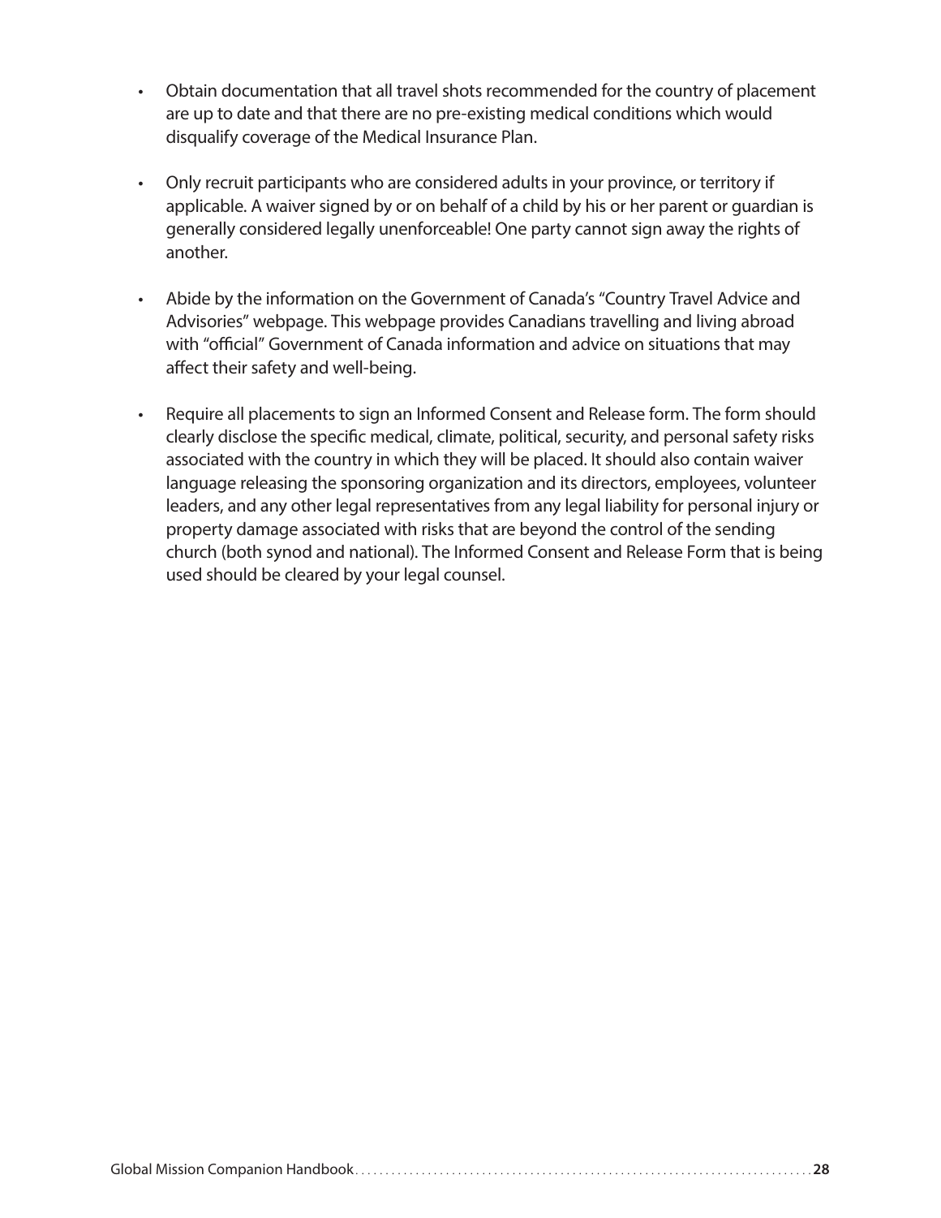- Obtain documentation that all travel shots recommended for the country of placement are up to date and that there are no pre-existing medical conditions which would disqualify coverage of the Medical Insurance Plan.

- Only recruit participants who are considered adults in your province, or territory if applicable. A waiver signed by or on behalf of a child by his or her parent or guardian is generally considered legally unenforceable! One party cannot sign away the rights of another.

- Abide by the information on the Government of Canada's "Country Travel Advice and Advisories" webpage. This webpage provides Canadians travelling and living abroad with "official" Government of Canada information and advice on situations that may affect their safety and well-being.

- Require all placements to sign an Informed Consent and Release form. The form should clearly disclose the specific medical, climate, political, security, and personal safety risks associated with the country in which they will be placed. It should also contain waiver language releasing the sponsoring organization and its directors, employees, volunteer leaders, and any other legal representatives from any legal liability for personal injury or property damage associated with risks that are beyond the control of the sending church (both synod and national). The Informed Consent and Release Form that is being used should be cleared by your legal counsel.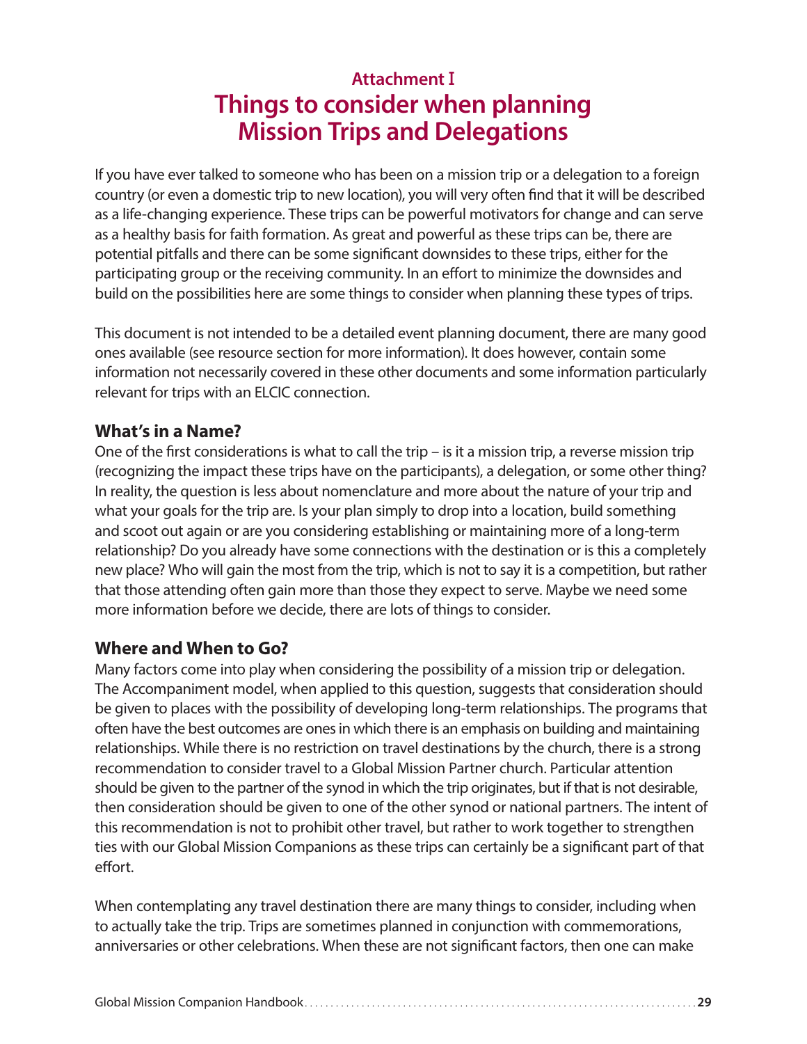## Attachment I

# Things to consider when planning Mission Trips and Delegations

If you have ever talked to someone who has been on a mission trip or a delegation to a foreign country (or even a domestic trip to new location), you will very often find that it will be described as a life-changing experience. These trips can be powerful motivators for change and can serve as a healthy basis for faith formation. As great and powerful as these trips can be, there are potential pitfalls and there can be some significant downsides to these trips, either for the participating group or the receiving community. In an effort to minimize the downsides and build on the possibilities here are some things to consider when planning these types of trips.

This document is not intended to be a detailed event planning document, there are many good ones available (see resource section for more information). It does however, contain some information not necessarily covered in these other documents and some information particularly relevant for trips with an ELCIC connection.

### What's in a Name?

One of the first considerations is what to call the trip – is it a mission trip, a reverse mission trip (recognizing the impact these trips have on the participants), a delegation, or some other thing? In reality, the question is less about nomenclature and more about the nature of your trip and what your goals for the trip are. Is your plan simply to drop into a location, build something and scoot out again or are you considering establishing or maintaining more of a long-term relationship? Do you already have some connections with the destination or is this a completely new place? Who will gain the most from the trip, which is not to say it is a competition, but rather that those attending often gain more than those they expect to serve. Maybe we need some more information before we decide, there are lots of things to consider.

### Where and When to Go?

Many factors come into play when considering the possibility of a mission trip or delegation. The Accompaniment model, when applied to this question, suggests that consideration should be given to places with the possibility of developing long-term relationships. The programs that often have the best outcomes are ones in which there is an emphasis on building and maintaining relationships. While there is no restriction on travel destinations by the church, there is a strong recommendation to consider travel to a Global Mission Partner church. Particular attention should be given to the partner of the synod in which the trip originates, but if that is not desirable, then consideration should be given to one of the other synod or national partners. The intent of this recommendation is not to prohibit other travel, but rather to work together to strengthen ties with our Global Mission Companions as these trips can certainly be a significant part of that effort.

When contemplating any travel destination there are many things to consider, including when to actually take the trip. Trips are sometimes planned in conjunction with commemorations, anniversaries or other celebrations. When these are not significant factors, then one can make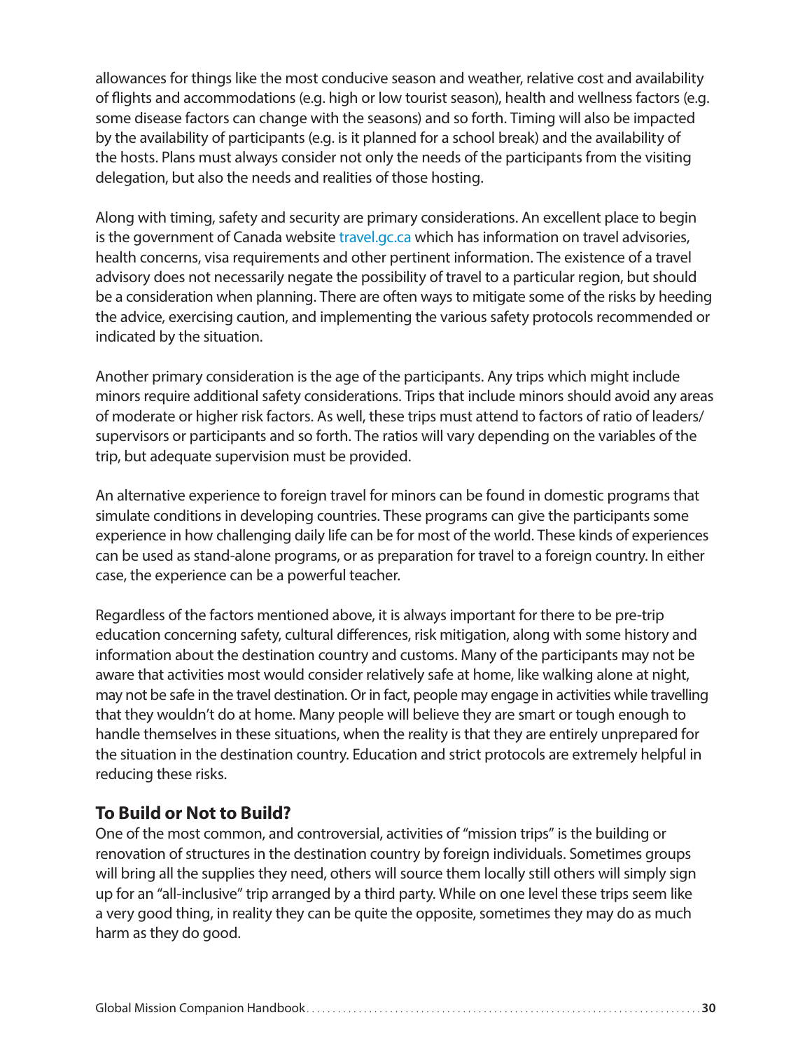allowances for things like the most conducive season and weather, relative cost and availability of flights and accommodations (e.g. high or low tourist season), health and wellness factors (e.g. some disease factors can change with the seasons) and so forth. Timing will also be impacted by the availability of participants (e.g. is it planned for a school break) and the availability of the hosts. Plans must always consider not only the needs of the participants from the visiting delegation, but also the needs and realities of those hosting.

Along with timing, safety and security are primary considerations. An excellent place to begin is the government of Canada website travel.gc.ca which has information on travel advisories, health concerns, visa requirements and other pertinent information. The existence of a travel advisory does not necessarily negate the possibility of travel to a particular region, but should be a consideration when planning. There are often ways to mitigate some of the risks by heeding the advice, exercising caution, and implementing the various safety protocols recommended or indicated by the situation.

Another primary consideration is the age of the participants. Any trips which might include minors require additional safety considerations. Trips that include minors should avoid any areas of moderate or higher risk factors. As well, these trips must attend to factors of ratio of leaders/supervisors or participants and so forth. The ratios will vary depending on the variables of the trip, but adequate supervision must be provided.

An alternative experience to foreign travel for minors can be found in domestic programs that simulate conditions in developing countries. These programs can give the participants some experience in how challenging daily life can be for most of the world. These kinds of experiences can be used as stand-alone programs, or as preparation for travel to a foreign country. In either case, the experience can be a powerful teacher.

Regardless of the factors mentioned above, it is always important for there to be pre-trip education concerning safety, cultural differences, risk mitigation, along with some history and information about the destination country and customs. Many of the participants may not be aware that activities most would consider relatively safe at home, like walking alone at night, may not be safe in the travel destination. Or in fact, people may engage in activities while travelling that they wouldn't do at home. Many people will believe they are smart or tough enough to handle themselves in these situations, when the reality is that they are entirely unprepared for the situation in the destination country. Education and strict protocols are extremely helpful in reducing these risks.

### To Build or Not to Build?

One of the most common, and controversial, activities of "mission trips" is the building or renovation of structures in the destination country by foreign individuals. Sometimes groups will bring all the supplies they need, others will source them locally still others will simply sign up for an "all-inclusive" trip arranged by a third party. While on one level these trips seem like a very good thing, in reality they can be quite the opposite, sometimes they may do as much harm as they do good.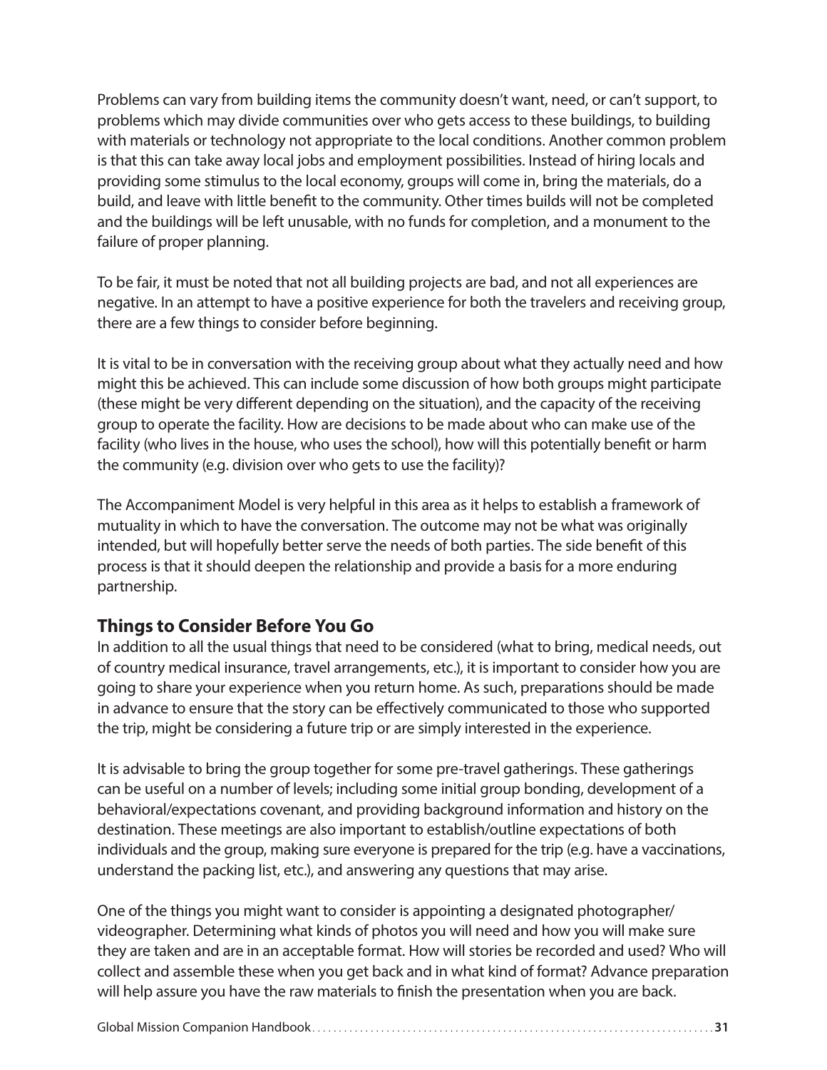Problems can vary from building items the community doesn't want, need, or can't support, to problems which may divide communities over who gets access to these buildings, to building with materials or technology not appropriate to the local conditions. Another common problem is that this can take away local jobs and employment possibilities. Instead of hiring locals and providing some stimulus to the local economy, groups will come in, bring the materials, do a build, and leave with little benefit to the community. Other times builds will not be completed and the buildings will be left unusable, with no funds for completion, and a monument to the failure of proper planning.

To be fair, it must be noted that not all building projects are bad, and not all experiences are negative. In an attempt to have a positive experience for both the travelers and receiving group, there are a few things to consider before beginning.

It is vital to be in conversation with the receiving group about what they actually need and how might this be achieved. This can include some discussion of how both groups might participate (these might be very different depending on the situation), and the capacity of the receiving group to operate the facility. How are decisions to be made about who can make use of the facility (who lives in the house, who uses the school), how will this potentially benefit or harm the community (e.g. division over who gets to use the facility)?

The Accompaniment Model is very helpful in this area as it helps to establish a framework of mutuality in which to have the conversation. The outcome may not be what was originally intended, but will hopefully better serve the needs of both parties. The side benefit of this process is that it should deepen the relationship and provide a basis for a more enduring partnership.

## Things to Consider Before You Go

In addition to all the usual things that need to be considered (what to bring, medical needs, out of country medical insurance, travel arrangements, etc.), it is important to consider how you are going to share your experience when you return home. As such, preparations should be made in advance to ensure that the story can be effectively communicated to those who supported the trip, might be considering a future trip or are simply interested in the experience.

It is advisable to bring the group together for some pre-travel gatherings. These gatherings can be useful on a number of levels; including some initial group bonding, development of a behavioral/expectations covenant, and providing background information and history on the destination. These meetings are also important to establish/outline expectations of both individuals and the group, making sure everyone is prepared for the trip (e.g. have a vaccinations, understand the packing list, etc.), and answering any questions that may arise.

One of the things you might want to consider is appointing a designated photographer/videographer. Determining what kinds of photos you will need and how you will make sure they are taken and are in an acceptable format. How will stories be recorded and used? Who will collect and assemble these when you get back and in what kind of format? Advance preparation will help assure you have the raw materials to finish the presentation when you are back.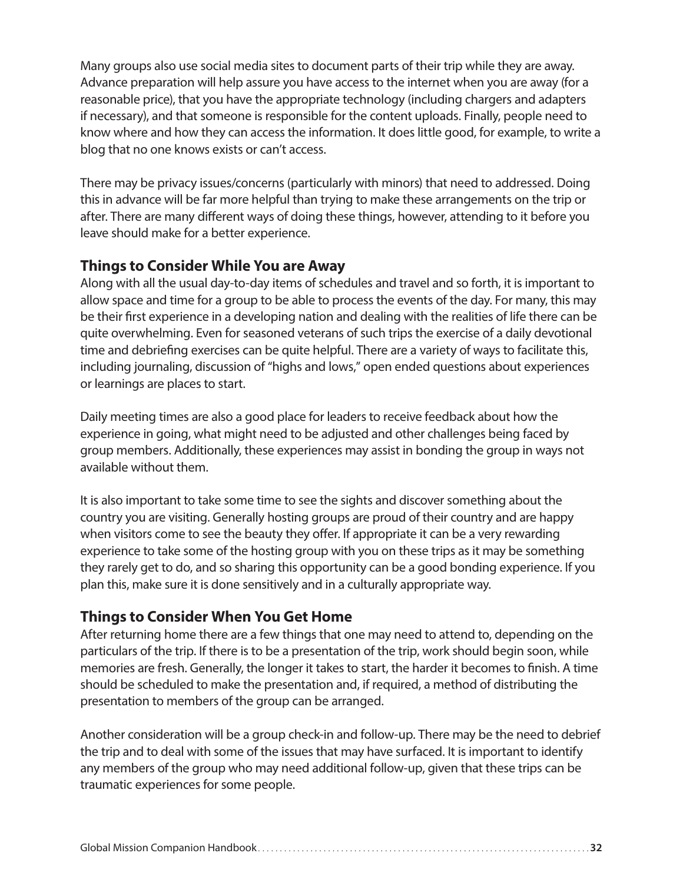Many groups also use social media sites to document parts of their trip while they are away. Advance preparation will help assure you have access to the internet when you are away (for a reasonable price), that you have the appropriate technology (including chargers and adapters if necessary), and that someone is responsible for the content uploads. Finally, people need to know where and how they can access the information. It does little good, for example, to write a blog that no one knows exists or can't access.

There may be privacy issues/concerns (particularly with minors) that need to addressed. Doing this in advance will be far more helpful than trying to make these arrangements on the trip or after. There are many different ways of doing these things, however, attending to it before you leave should make for a better experience.

### Things to Consider While You are Away

Along with all the usual day-to-day items of schedules and travel and so forth, it is important to allow space and time for a group to be able to process the events of the day. For many, this may be their first experience in a developing nation and dealing with the realities of life there can be quite overwhelming. Even for seasoned veterans of such trips the exercise of a daily devotional time and debriefing exercises can be quite helpful. There are a variety of ways to facilitate this, including journaling, discussion of "highs and lows," open ended questions about experiences or learnings are places to start.

Daily meeting times are also a good place for leaders to receive feedback about how the experience in going, what might need to be adjusted and other challenges being faced by group members. Additionally, these experiences may assist in bonding the group in ways not available without them.

It is also important to take some time to see the sights and discover something about the country you are visiting. Generally hosting groups are proud of their country and are happy when visitors come to see the beauty they offer. If appropriate it can be a very rewarding experience to take some of the hosting group with you on these trips as it may be something they rarely get to do, and so sharing this opportunity can be a good bonding experience. If you plan this, make sure it is done sensitively and in a culturally appropriate way.

### Things to Consider When You Get Home

After returning home there are a few things that one may need to attend to, depending on the particulars of the trip. If there is to be a presentation of the trip, work should begin soon, while memories are fresh. Generally, the longer it takes to start, the harder it becomes to finish. A time should be scheduled to make the presentation and, if required, a method of distributing the presentation to members of the group can be arranged.

Another consideration will be a group check-in and follow-up. There may be the need to debrief the trip and to deal with some of the issues that may have surfaced. It is important to identify any members of the group who may need additional follow-up, given that these trips can be traumatic experiences for some people.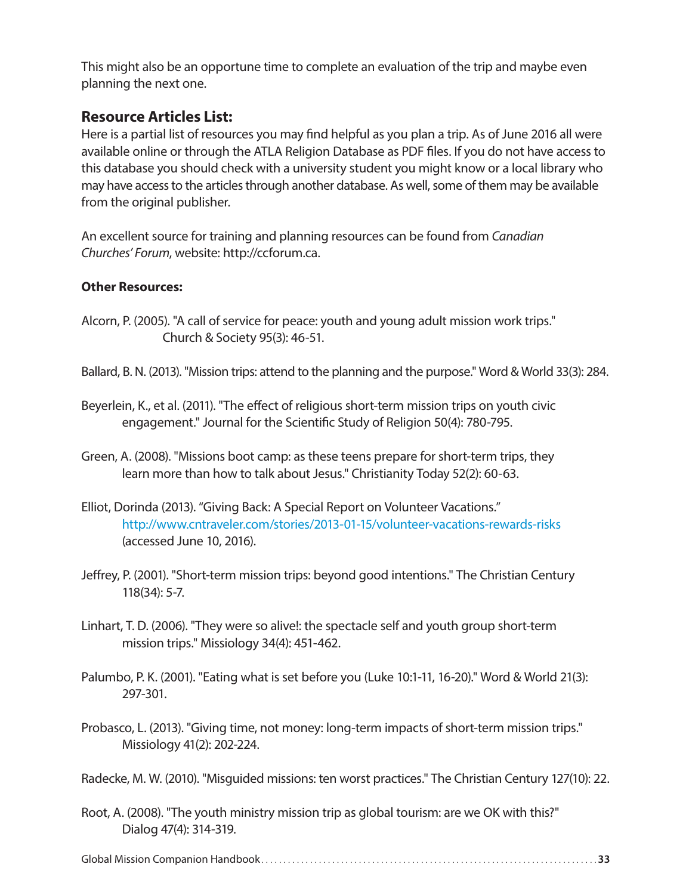This might also be an opportune time to complete an evaluation of the trip and maybe even planning the next one.

## Resource Articles List:

Here is a partial list of resources you may find helpful as you plan a trip. As of June 2016 all were available online or through the ATLA Religion Database as PDF files. If you do not have access to this database you should check with a university student you might know or a local library who may have access to the articles through another database. As well, some of them may be available from the original publisher.

An excellent source for training and planning resources can be found from *Canadian Churches' Forum*, website: http://ccforum.ca.

**Other Resources:**

Alcorn, P. (2005). "A call of service for peace: youth and young adult mission work trips." Church & Society 95(3): 46-51.

Ballard, B. N. (2013). "Mission trips: attend to the planning and the purpose." Word & World 33(3): 284.

Beyerlein, K., et al. (2011). "The effect of religious short-term mission trips on youth civic engagement." Journal for the Scientific Study of Religion 50(4): 780-795.

Green, A. (2008). "Missions boot camp: as these teens prepare for short-term trips, they learn more than how to talk about Jesus." Christianity Today 52(2): 60-63.

Elliot, Dorinda (2013). "Giving Back: A Special Report on Volunteer Vacations." http://www.cntraveler.com/stories/2013-01-15/volunteer-vacations-rewards-risks (accessed June 10, 2016).

Jeffrey, P. (2001). "Short-term mission trips: beyond good intentions." The Christian Century 118(34): 5-7.

Linhart, T. D. (2006). "They were so alive!: the spectacle self and youth group short-term mission trips." Missiology 34(4): 451-462.

Palumbo, P. K. (2001). "Eating what is set before you (Luke 10:1-11, 16-20)." Word & World 21(3): 297-301.

Probasco, L. (2013). "Giving time, not money: long-term impacts of short-term mission trips." Missiology 41(2): 202-224.

Radecke, M. W. (2010). "Misguided missions: ten worst practices." The Christian Century 127(10): 22.

Root, A. (2008). "The youth ministry mission trip as global tourism: are we OK with this?" Dialog 47(4): 314-319.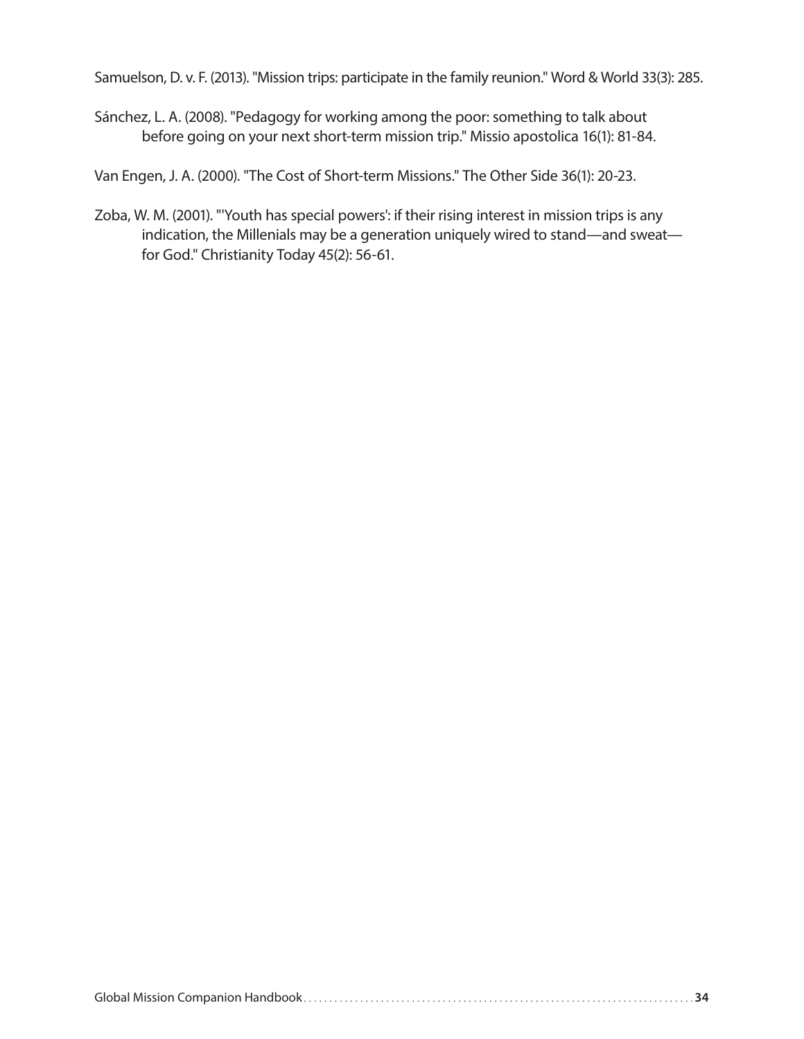Samuelson, D. v. F. (2013). "Mission trips: participate in the family reunion." Word & World 33(3): 285.

Sánchez, L. A. (2008). "Pedagogy for working among the poor: something to talk about before going on your next short-term mission trip." Missio apostolica 16(1): 81-84.

Van Engen, J. A. (2000). "The Cost of Short-term Missions." The Other Side 36(1): 20-23.

Zoba, W. M. (2001). "'Youth has special powers': if their rising interest in mission trips is any indication, the Millenials may be a generation uniquely wired to stand—and sweat—for God." Christianity Today 45(2): 56-61.